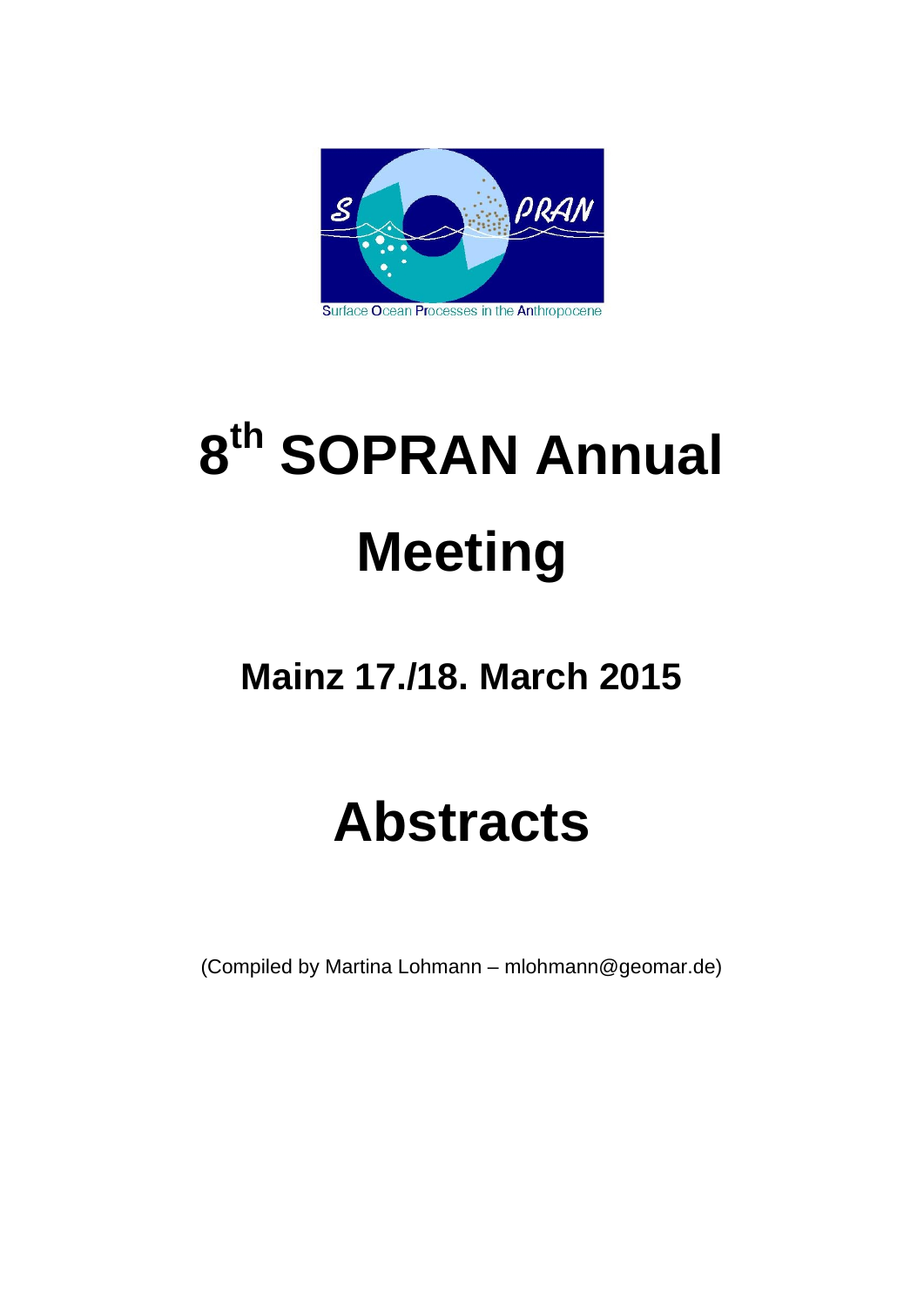Surface Ocean Processes in the Anthropocene

# $8^{th}$ SOPRAN Annual Meeting

## Mainz 17./18. March 2015

# Abstracts

(Compiled by Martina Lohmann – mlohmann@geomar.de)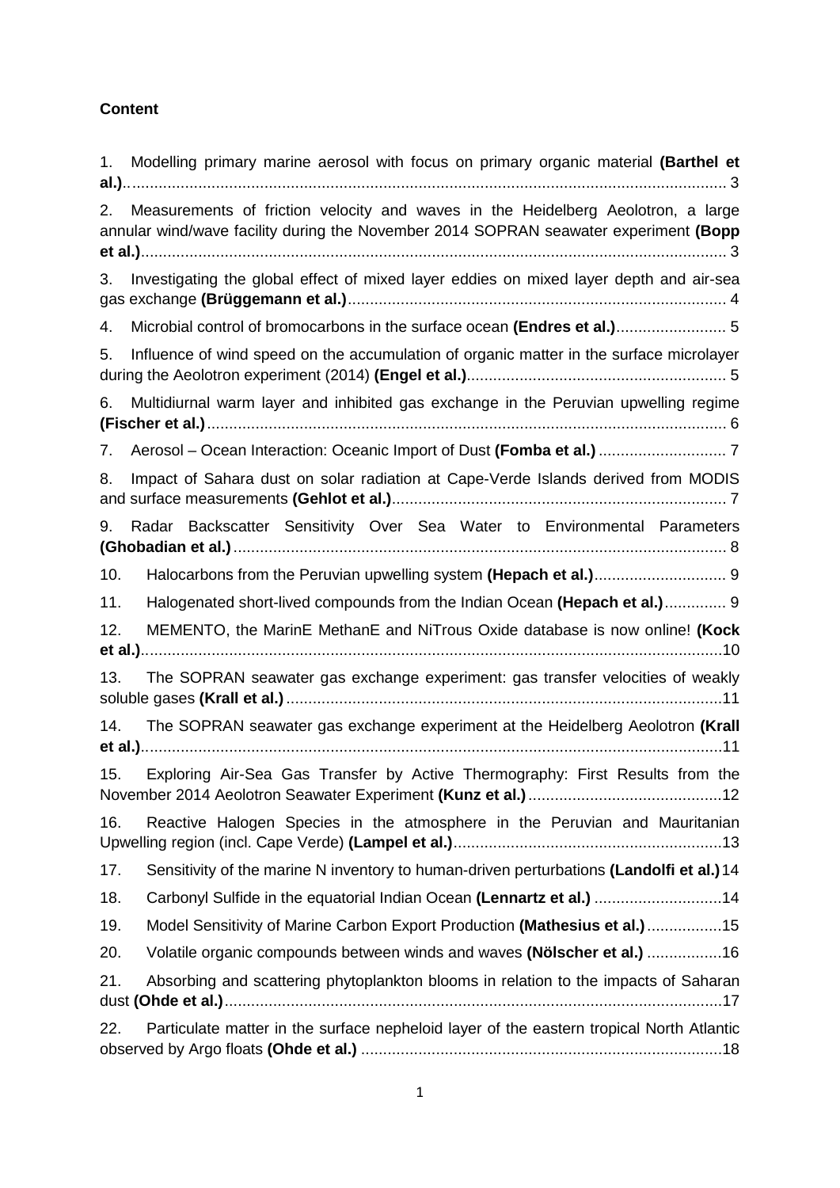**Content**

1. Modelling primary marine aerosol with focus on primary organic material **(Barthel et al.)** ... 3
2. Measurements of friction velocity and waves in the Heidelberg Aeolotron, a large annular wind/wave facility during the November 2014 SOPRAN seawater experiment **(Bopp et al.)** ... 3
3. Investigating the global effect of mixed layer eddies on mixed layer depth and air-sea gas exchange **(Brüggemann et al.)** ... 4
4. Microbial control of bromocarbons in the surface ocean **(Endres et al.)** ... 5
5. Influence of wind speed on the accumulation of organic matter in the surface microlayer during the Aeolotron experiment (2014) **(Engel et al.)** ... 5
6. Multidiurnal warm layer and inhibited gas exchange in the Peruvian upwelling regime **(Fischer et al.)** ... 6
7. Aerosol – Ocean Interaction: Oceanic Import of Dust **(Fomba et al.)** ... 7
8. Impact of Sahara dust on solar radiation at Cape-Verde Islands derived from MODIS and surface measurements **(Gehlot et al.)** ... 7
9. Radar Backscatter Sensitivity Over Sea Water to Environmental Parameters **(Ghobadian et al.)** ... 8
10. Halocarbons from the Peruvian upwelling system **(Hepach et al.)** ... 9
11. Halogenated short-lived compounds from the Indian Ocean **(Hepach et al.)** ... 9
12. MEMENTO, the MarinE MethanE and NiTrous Oxide database is now online! **(Kock et al.)** ... 10
13. The SOPRAN seawater gas exchange experiment: gas transfer velocities of weakly soluble gases **(Krall et al.)** ... 11
14. The SOPRAN seawater gas exchange experiment at the Heidelberg Aeolotron **(Krall et al.)** ... 11
15. Exploring Air-Sea Gas Transfer by Active Thermography: First Results from the November 2014 Aeolotron Seawater Experiment **(Kunz et al.)** ... 12
16. Reactive Halogen Species in the atmosphere in the Peruvian and Mauritanian Upwelling region (incl. Cape Verde) **(Lampel et al.)** ... 13
17. Sensitivity of the marine N inventory to human-driven perturbations **(Landolfi et al.)** 14
18. Carbonyl Sulfide in the equatorial Indian Ocean **(Lennartz et al.)** ... 14
19. Model Sensitivity of Marine Carbon Export Production **(Mathesius et al.)** ... 15
20. Volatile organic compounds between winds and waves **(Nölscher et al.)** ... 16
21. Absorbing and scattering phytoplankton blooms in relation to the impacts of Saharan dust **(Ohde et al.)** ... 17
22. Particulate matter in the surface nepheloid layer of the eastern tropical North Atlantic observed by Argo floats **(Ohde et al.)** ... 18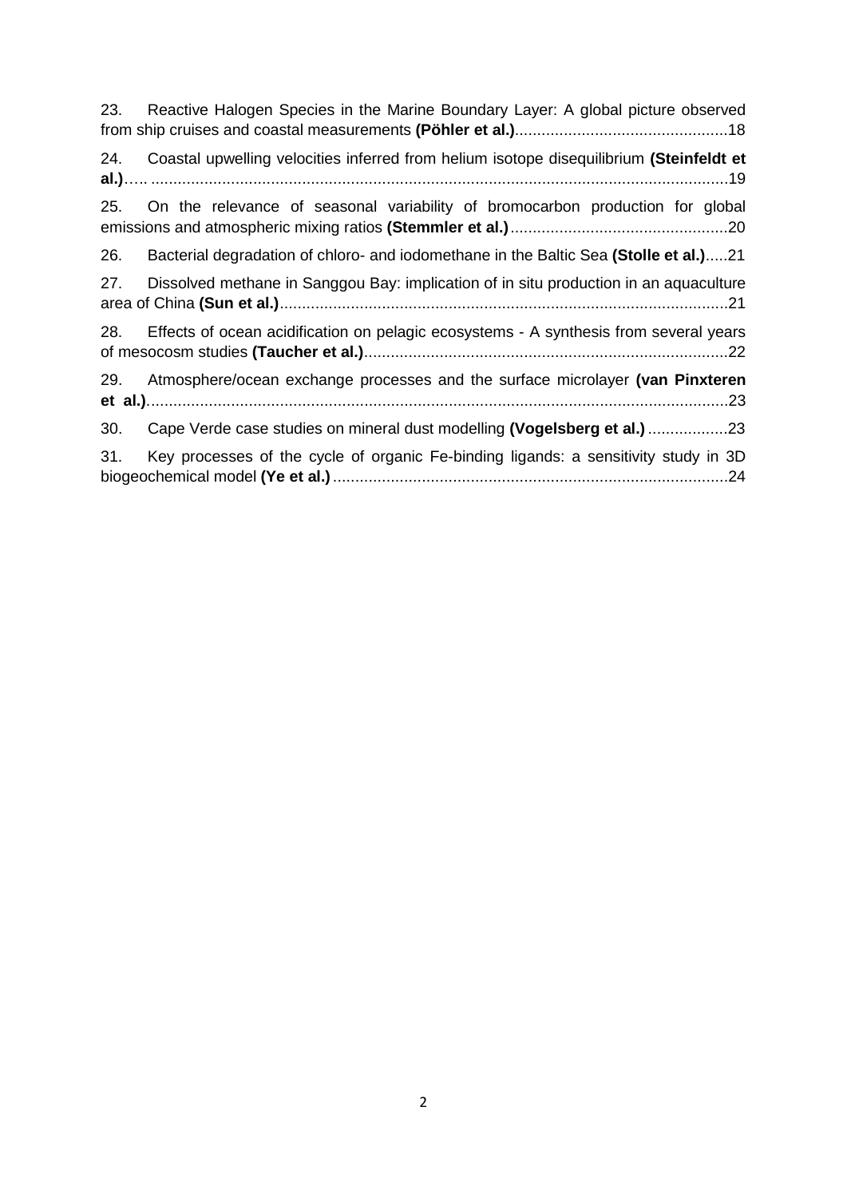23. Reactive Halogen Species in the Marine Boundary Layer: A global picture observed from ship cruises and coastal measurements **(Pöhler et al.)**................................................18

24. Coastal upwelling velocities inferred from helium isotope disequilibrium **(Steinfeldt et al.)**…. ..................................................................................................................................19

25. On the relevance of seasonal variability of bromocarbon production for global emissions and atmospheric mixing ratios **(Stemmler et al.)**.................................................20

26. Bacterial degradation of chloro- and iodomethane in the Baltic Sea **(Stolle et al.)**.....21

27. Dissolved methane in Sanggou Bay: implication of in situ production in an aquaculture area of China **(Sun et al.)**.....................................................................................................21

28. Effects of ocean acidification on pelagic ecosystems - A synthesis from several years of mesocosm studies **(Taucher et al.)**..................................................................................22

29. Atmosphere/ocean exchange processes and the surface microlayer **(van Pinxteren et al.)**..................................................................................................................................23

30. Cape Verde case studies on mineral dust modelling **(Vogelsberg et al.)**..................23

31. Key processes of the cycle of organic Fe-binding ligands: a sensitivity study in 3D biogeochemical model **(Ye et al.)**.........................................................................................24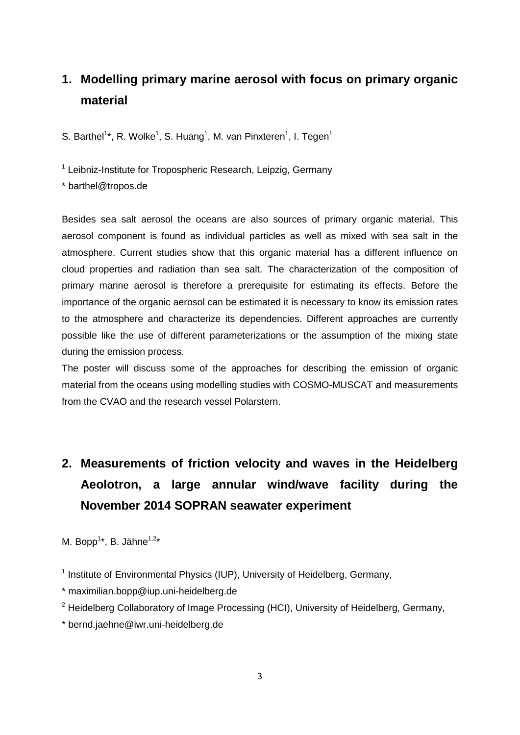# 1. Modelling primary marine aerosol with focus on primary organic material

S. Barthel[1]*, R. Wolke[1], S. Huang[1], M. van Pinxteren[1], I. Tegen[1]

[1] Leibniz-Institute for Tropospheric Research, Leipzig, Germany

* barthel@tropos.de

Besides sea salt aerosol the oceans are also sources of primary organic material. This aerosol component is found as individual particles as well as mixed with sea salt in the atmosphere. Current studies show that this organic material has a different influence on cloud properties and radiation than sea salt. The characterization of the composition of primary marine aerosol is therefore a prerequisite for estimating its effects. Before the importance of the organic aerosol can be estimated it is necessary to know its emission rates to the atmosphere and characterize its dependencies. Different approaches are currently possible like the use of different parameterizations or the assumption of the mixing state during the emission process.

The poster will discuss some of the approaches for describing the emission of organic material from the oceans using modelling studies with COSMO-MUSCAT and measurements from the CVAO and the research vessel Polarstern.

# 2. Measurements of friction velocity and waves in the Heidelberg Aeolotron, a large annular wind/wave facility during the November 2014 SOPRAN seawater experiment

M. Bopp[1]*, B. Jähne[1,2]*

[1] Institute of Environmental Physics (IUP), University of Heidelberg, Germany,

* maximilian.bopp@iup.uni-heidelberg.de

[2] Heidelberg Collaboratory of Image Processing (HCI), University of Heidelberg, Germany,

* bernd.jaehne@iwr.uni-heidelberg.de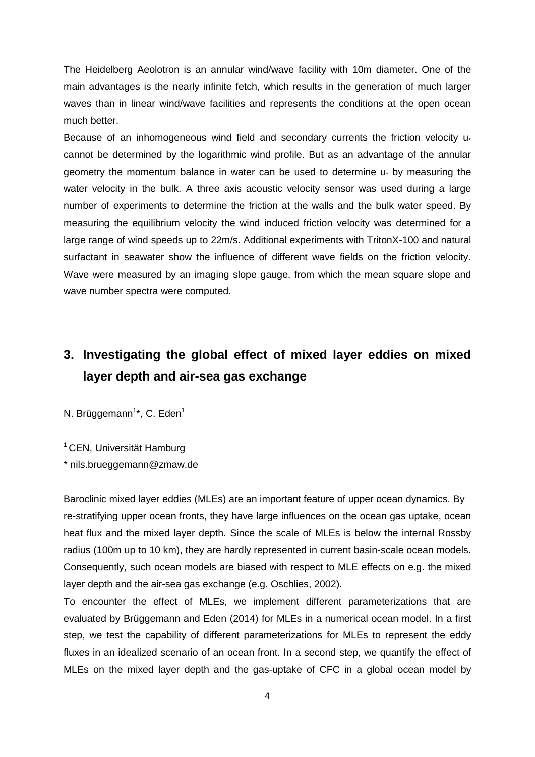The Heidelberg Aeolotron is an annular wind/wave facility with 10m diameter. One of the main advantages is the nearly infinite fetch, which results in the generation of much larger waves than in linear wind/wave facilities and represents the conditions at the open ocean much better.

Because of an inhomogeneous wind field and secondary currents the friction velocity $u_*$ cannot be determined by the logarithmic wind profile. But as an advantage of the annular geometry the momentum balance in water can be used to determine $u_*$ by measuring the water velocity in the bulk. A three axis acoustic velocity sensor was used during a large number of experiments to determine the friction at the walls and the bulk water speed. By measuring the equilibrium velocity the wind induced friction velocity was determined for a large range of wind speeds up to 22m/s. Additional experiments with TritonX-100 and natural surfactant in seawater show the influence of different wave fields on the friction velocity. Wave were measured by an imaging slope gauge, from which the mean square slope and wave number spectra were computed.

## 3. Investigating the global effect of mixed layer eddies on mixed layer depth and air-sea gas exchange

N. Brüggemann[1]*, C. Eden[1]

[1] CEN, Universität Hamburg

* nils.brueggemann@zmaw.de

Baroclinic mixed layer eddies (MLEs) are an important feature of upper ocean dynamics. By re-stratifying upper ocean fronts, they have large influences on the ocean gas uptake, ocean heat flux and the mixed layer depth. Since the scale of MLEs is below the internal Rossby radius (100m up to 10 km), they are hardly represented in current basin-scale ocean models. Consequently, such ocean models are biased with respect to MLE effects on e.g. the mixed layer depth and the air-sea gas exchange (e.g. Oschlies, 2002).

To encounter the effect of MLEs, we implement different parameterizations that are evaluated by Brüggemann and Eden (2014) for MLEs in a numerical ocean model. In a first step, we test the capability of different parameterizations for MLEs to represent the eddy fluxes in an idealized scenario of an ocean front. In a second step, we quantify the effect of MLEs on the mixed layer depth and the gas-uptake of CFC in a global ocean model by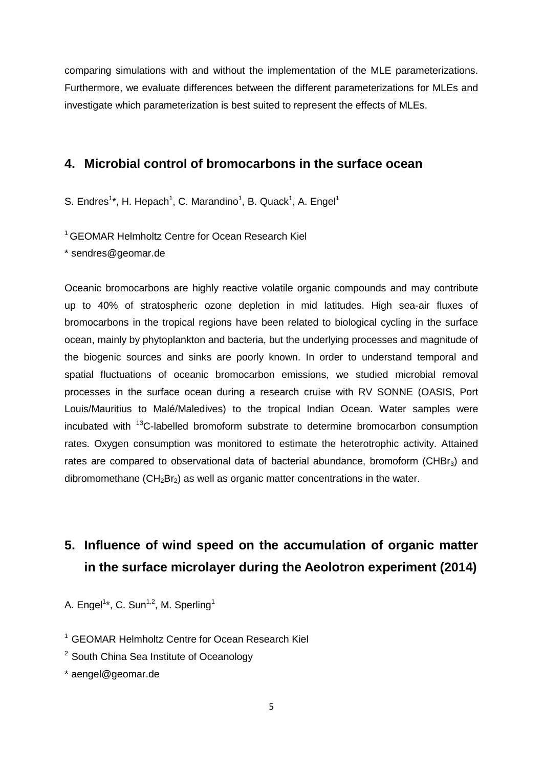comparing simulations with and without the implementation of the MLE parameterizations. Furthermore, we evaluate differences between the different parameterizations for MLEs and investigate which parameterization is best suited to represent the effects of MLEs.

## 4. Microbial control of bromocarbons in the surface ocean

S. Endres[1]*, H. Hepach[1], C. Marandino[1], B. Quack[1], A. Engel[1]

[1] GEOMAR Helmholtz Centre for Ocean Research Kiel

* sendres@geomar.de

Oceanic bromocarbons are highly reactive volatile organic compounds and may contribute up to 40% of stratospheric ozone depletion in mid latitudes. High sea-air fluxes of bromocarbons in the tropical regions have been related to biological cycling in the surface ocean, mainly by phytoplankton and bacteria, but the underlying processes and magnitude of the biogenic sources and sinks are poorly known. In order to understand temporal and spatial fluctuations of oceanic bromocarbon emissions, we studied microbial removal processes in the surface ocean during a research cruise with RV SONNE (OASIS, Port Louis/Mauritius to Malé/Maledives) to the tropical Indian Ocean. Water samples were incubated with $^{13}C$-labelled bromoform substrate to determine bromocarbon consumption rates. Oxygen consumption was monitored to estimate the heterotrophic activity. Attained rates are compared to observational data of bacterial abundance, bromoform ($CHBr_3$) and dibromomethane ($CH_2Br_2$) as well as organic matter concentrations in the water.

## 5. Influence of wind speed on the accumulation of organic matter in the surface microlayer during the Aeolotron experiment (2014)

A. Engel[1]*, C. Sun[1,2], M. Sperling[1]

[1] GEOMAR Helmholtz Centre for Ocean Research Kiel

[2] South China Sea Institute of Oceanology

* aengel@geomar.de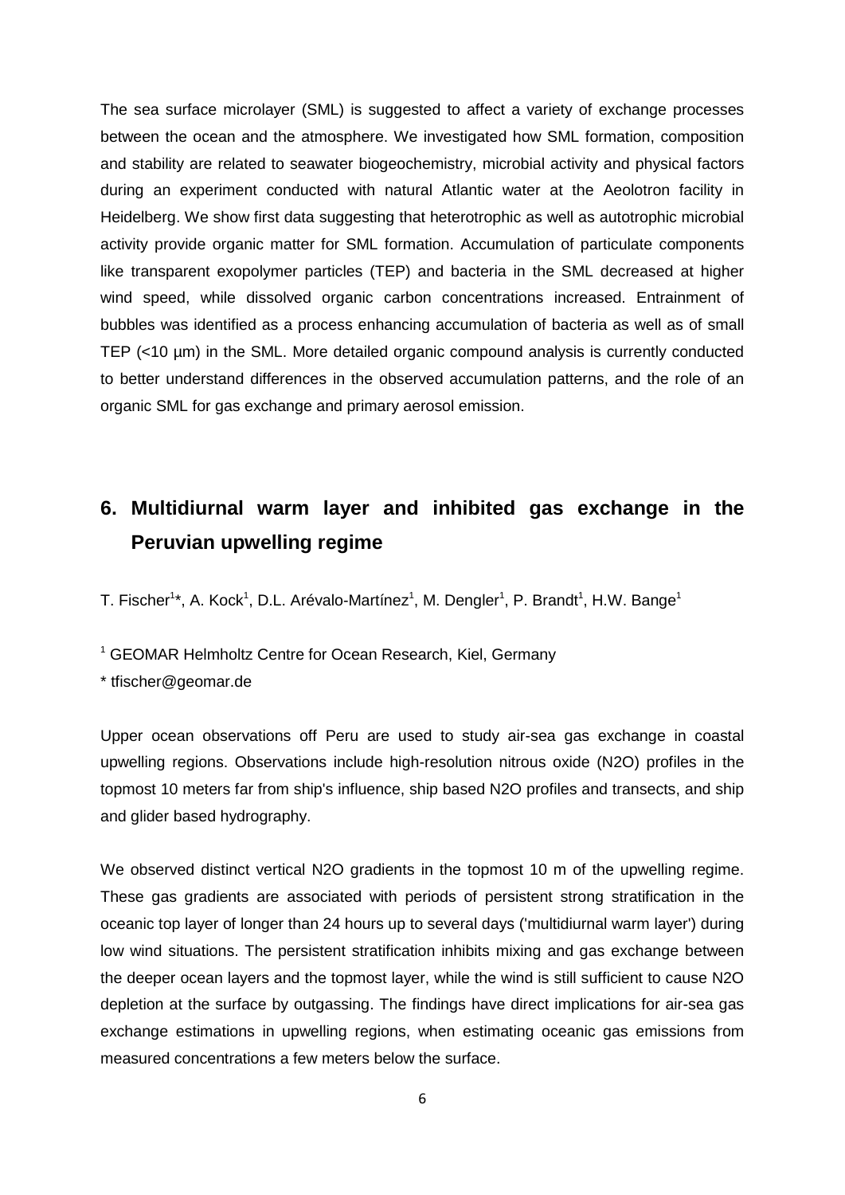The sea surface microlayer (SML) is suggested to affect a variety of exchange processes between the ocean and the atmosphere. We investigated how SML formation, composition and stability are related to seawater biogeochemistry, microbial activity and physical factors during an experiment conducted with natural Atlantic water at the Aeolotron facility in Heidelberg. We show first data suggesting that heterotrophic as well as autotrophic microbial activity provide organic matter for SML formation. Accumulation of particulate components like transparent exopolymer particles (TEP) and bacteria in the SML decreased at higher wind speed, while dissolved organic carbon concentrations increased. Entrainment of bubbles was identified as a process enhancing accumulation of bacteria as well as of small TEP (<10 µm) in the SML. More detailed organic compound analysis is currently conducted to better understand differences in the observed accumulation patterns, and the role of an organic SML for gas exchange and primary aerosol emission.

## 6. Multidiurnal warm layer and inhibited gas exchange in the Peruvian upwelling regime

T. Fischer[1]*, A. Kock[1], D.L. Arévalo-Martínez[1], M. Dengler[1], P. Brandt[1], H.W. Bange[1]

[1] GEOMAR Helmholtz Centre for Ocean Research, Kiel, Germany

* tfischer@geomar.de

Upper ocean observations off Peru are used to study air-sea gas exchange in coastal upwelling regions. Observations include high-resolution nitrous oxide (N2O) profiles in the topmost 10 meters far from ship's influence, ship based N2O profiles and transects, and ship and glider based hydrography.

We observed distinct vertical N2O gradients in the topmost 10 m of the upwelling regime. These gas gradients are associated with periods of persistent strong stratification in the oceanic top layer of longer than 24 hours up to several days ('multidiurnal warm layer') during low wind situations. The persistent stratification inhibits mixing and gas exchange between the deeper ocean layers and the topmost layer, while the wind is still sufficient to cause N2O depletion at the surface by outgassing. The findings have direct implications for air-sea gas exchange estimations in upwelling regions, when estimating oceanic gas emissions from measured concentrations a few meters below the surface.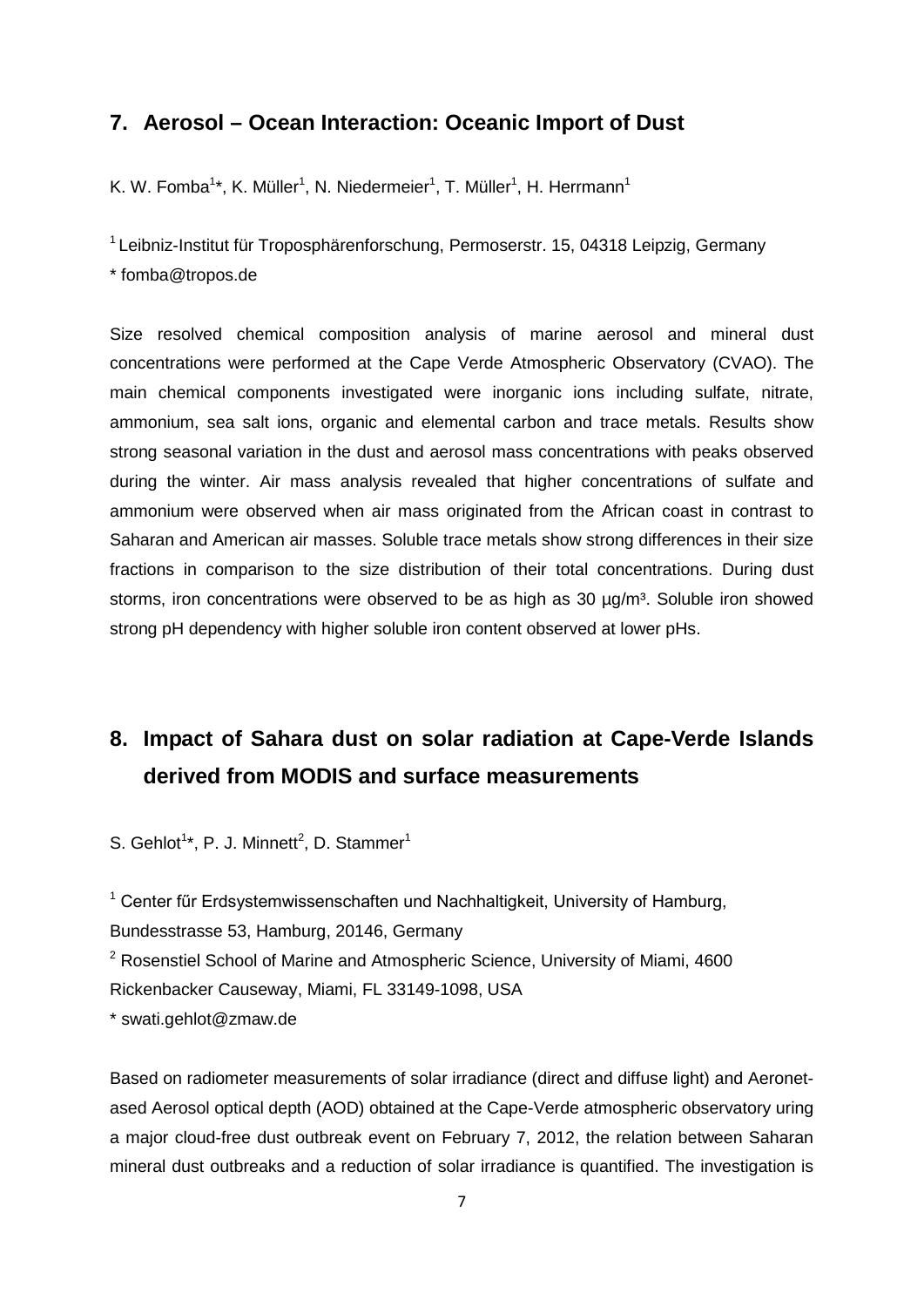## 7. Aerosol – Ocean Interaction: Oceanic Import of Dust

K. W. Fomba[1]*, K. Müller[1], N. Niedermeier[1], T. Müller[1], H. Herrmann[1]

[1] Leibniz-Institut für Troposphärenforschung, Permoserstr. 15, 04318 Leipzig, Germany
* fomba@tropos.de

Size resolved chemical composition analysis of marine aerosol and mineral dust concentrations were performed at the Cape Verde Atmospheric Observatory (CVAO). The main chemical components investigated were inorganic ions including sulfate, nitrate, ammonium, sea salt ions, organic and elemental carbon and trace metals. Results show strong seasonal variation in the dust and aerosol mass concentrations with peaks observed during the winter. Air mass analysis revealed that higher concentrations of sulfate and ammonium were observed when air mass originated from the African coast in contrast to Saharan and American air masses. Soluble trace metals show strong differences in their size fractions in comparison to the size distribution of their total concentrations. During dust storms, iron concentrations were observed to be as high as 30 µg/m³. Soluble iron showed strong pH dependency with higher soluble iron content observed at lower pHs.

## 8. Impact of Sahara dust on solar radiation at Cape-Verde Islands derived from MODIS and surface measurements

S. Gehlot[1]*, P. J. Minnett[2], D. Stammer[1]

[1] Center fűr Erdsystemwissenschaften und Nachhaltigkeit, University of Hamburg, Bundesstrasse 53, Hamburg, 20146, Germany
[2] Rosenstiel School of Marine and Atmospheric Science, University of Miami, 4600 Rickenbacker Causeway, Miami, FL 33149-1098, USA
* swati.gehlot@zmaw.de

Based on radiometer measurements of solar irradiance (direct and diffuse light) and Aeronet-ased Aerosol optical depth (AOD) obtained at the Cape-Verde atmospheric observatory uring a major cloud-free dust outbreak event on February 7, 2012, the relation between Saharan mineral dust outbreaks and a reduction of solar irradiance is quantified. The investigation is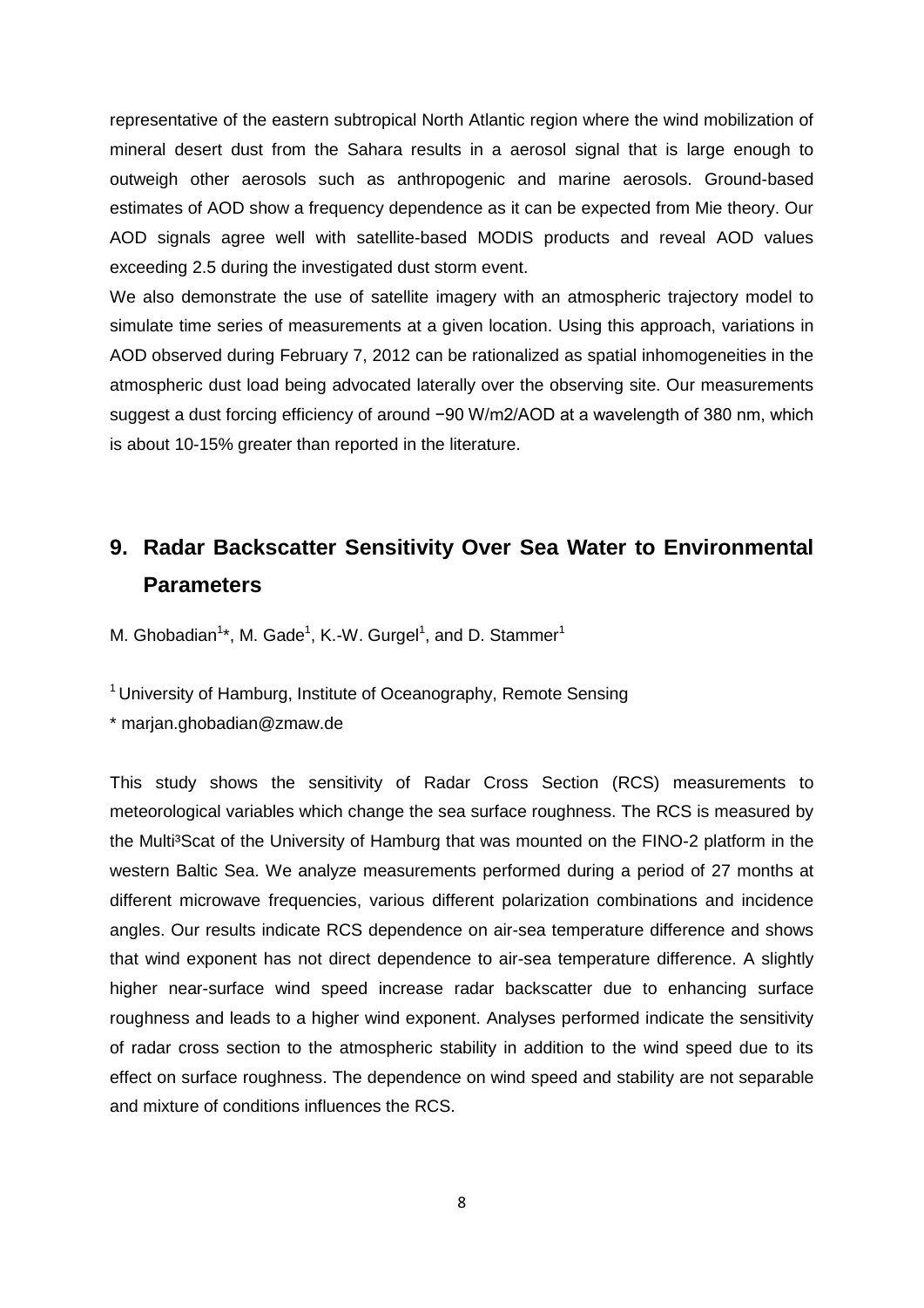representative of the eastern subtropical North Atlantic region where the wind mobilization of mineral desert dust from the Sahara results in a aerosol signal that is large enough to outweigh other aerosols such as anthropogenic and marine aerosols. Ground-based estimates of AOD show a frequency dependence as it can be expected from Mie theory. Our AOD signals agree well with satellite-based MODIS products and reveal AOD values exceeding 2.5 during the investigated dust storm event.

We also demonstrate the use of satellite imagery with an atmospheric trajectory model to simulate time series of measurements at a given location. Using this approach, variations in AOD observed during February 7, 2012 can be rationalized as spatial inhomogeneities in the atmospheric dust load being advocated laterally over the observing site. Our measurements suggest a dust forcing efficiency of around −90 W/m2/AOD at a wavelength of 380 nm, which is about 10-15% greater than reported in the literature.

## 9. Radar Backscatter Sensitivity Over Sea Water to Environmental Parameters

M. Ghobadian[1]*, M. Gade[1], K.-W. Gurgel[1], and D. Stammer[1]

[1] University of Hamburg, Institute of Oceanography, Remote Sensing

* marjan.ghobadian@zmaw.de

This study shows the sensitivity of Radar Cross Section (RCS) measurements to meteorological variables which change the sea surface roughness. The RCS is measured by the Multi³Scat of the University of Hamburg that was mounted on the FINO-2 platform in the western Baltic Sea. We analyze measurements performed during a period of 27 months at different microwave frequencies, various different polarization combinations and incidence angles. Our results indicate RCS dependence on air-sea temperature difference and shows that wind exponent has not direct dependence to air-sea temperature difference. A slightly higher near-surface wind speed increase radar backscatter due to enhancing surface roughness and leads to a higher wind exponent. Analyses performed indicate the sensitivity of radar cross section to the atmospheric stability in addition to the wind speed due to its effect on surface roughness. The dependence on wind speed and stability are not separable and mixture of conditions influences the RCS.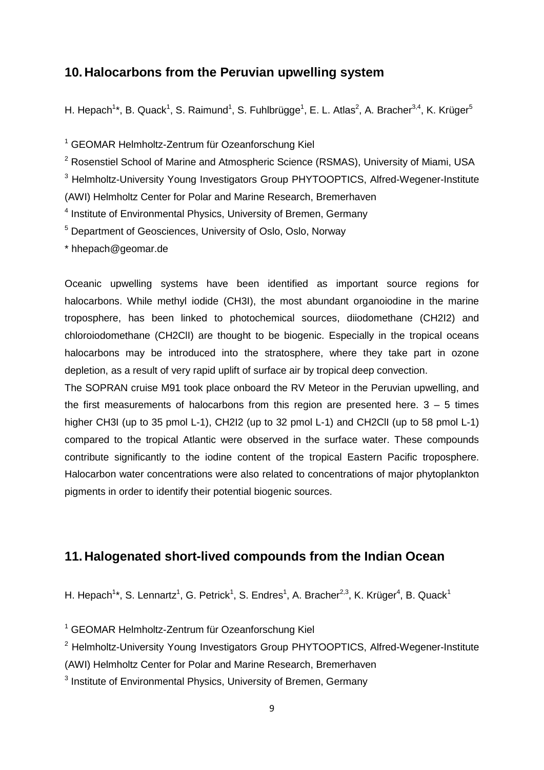## 10. Halocarbons from the Peruvian upwelling system

H. Hepach[1]*, B. Quack[1], S. Raimund[1], S. Fuhlbrügge[1], E. L. Atlas[2], A. Bracher[3,4], K. Krüger[5]

[1] GEOMAR Helmholtz-Zentrum für Ozeanforschung Kiel

[2] Rosenstiel School of Marine and Atmospheric Science (RSMAS), University of Miami, USA

[3] Helmholtz-University Young Investigators Group PHYTOOPTICS, Alfred-Wegener-Institute (AWI) Helmholtz Center for Polar and Marine Research, Bremerhaven

[4] Institute of Environmental Physics, University of Bremen, Germany

[5] Department of Geosciences, University of Oslo, Oslo, Norway

* hhepach@geomar.de

Oceanic upwelling systems have been identified as important source regions for halocarbons. While methyl iodide (CH3I), the most abundant organoiodine in the marine troposphere, has been linked to photochemical sources, diiodomethane (CH2I2) and chloroiodomethane (CH2ClI) are thought to be biogenic. Especially in the tropical oceans halocarbons may be introduced into the stratosphere, where they take part in ozone depletion, as a result of very rapid uplift of surface air by tropical deep convection.

The SOPRAN cruise M91 took place onboard the RV Meteor in the Peruvian upwelling, and the first measurements of halocarbons from this region are presented here. 3 – 5 times higher CH3I (up to 35 pmol L-1), CH2I2 (up to 32 pmol L-1) and CH2ClI (up to 58 pmol L-1) compared to the tropical Atlantic were observed in the surface water. These compounds contribute significantly to the iodine content of the tropical Eastern Pacific troposphere. Halocarbon water concentrations were also related to concentrations of major phytoplankton pigments in order to identify their potential biogenic sources.

## 11. Halogenated short-lived compounds from the Indian Ocean

H. Hepach[1]*, S. Lennartz[1], G. Petrick[1], S. Endres[1], A. Bracher[2,3], K. Krüger[4], B. Quack[1]

[1] GEOMAR Helmholtz-Zentrum für Ozeanforschung Kiel

[2] Helmholtz-University Young Investigators Group PHYTOOPTICS, Alfred-Wegener-Institute (AWI) Helmholtz Center for Polar and Marine Research, Bremerhaven

[3] Institute of Environmental Physics, University of Bremen, Germany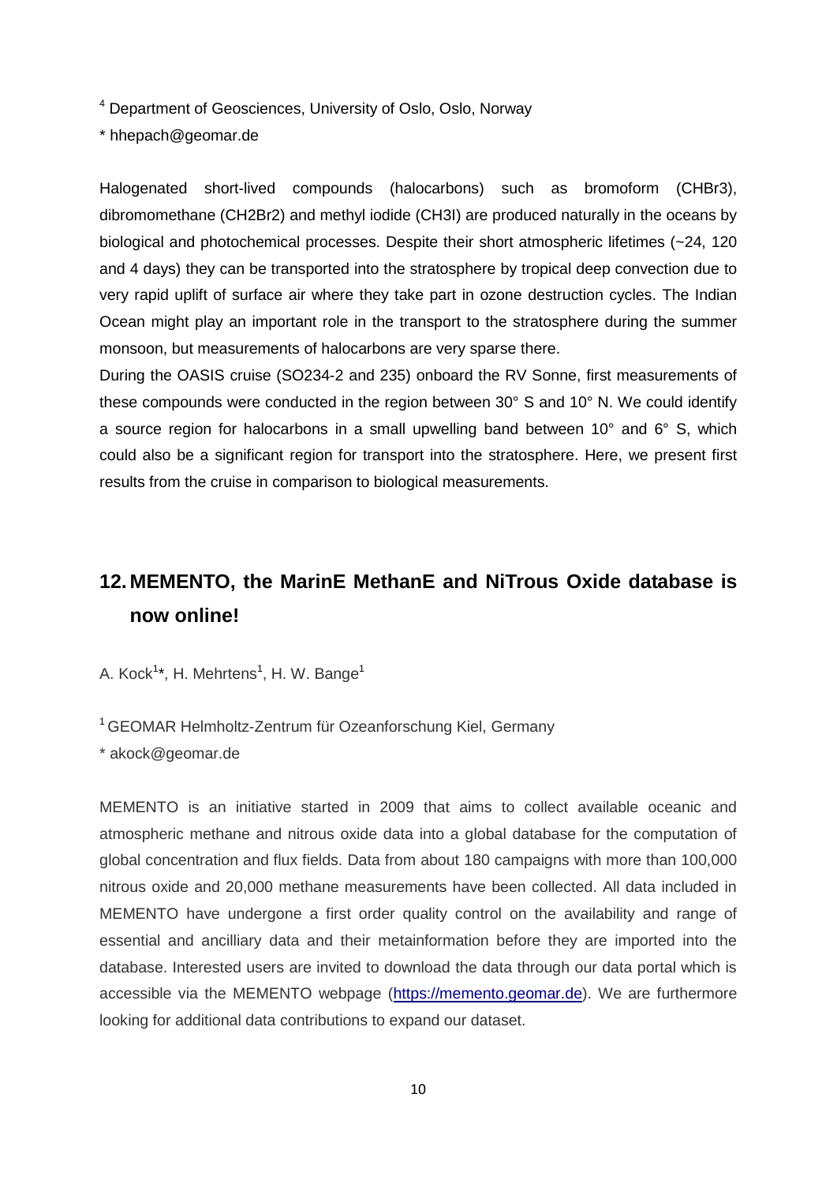[4] Department of Geosciences, University of Oslo, Oslo, Norway

* hhepach@geomar.de

Halogenated short-lived compounds (halocarbons) such as bromoform ($CHBr_3$), dibromomethane ($CH_2Br_2$) and methyl iodide ($CH_3I$) are produced naturally in the oceans by biological and photochemical processes. Despite their short atmospheric lifetimes (~24, 120 and 4 days) they can be transported into the stratosphere by tropical deep convection due to very rapid uplift of surface air where they take part in ozone destruction cycles. The Indian Ocean might play an important role in the transport to the stratosphere during the summer monsoon, but measurements of halocarbons are very sparse there.

During the OASIS cruise (SO234-2 and 235) onboard the RV Sonne, first measurements of these compounds were conducted in the region between 30° S and 10° N. We could identify a source region for halocarbons in a small upwelling band between 10° and 6° S, which could also be a significant region for transport into the stratosphere. Here, we present first results from the cruise in comparison to biological measurements.

## 12. MEMENTO, the MarinE MethanE and NiTrous Oxide database is now online!

A. Kock[1]*, H. Mehrtens[1], H. W. Bange[1]

[1] GEOMAR Helmholtz-Zentrum für Ozeanforschung Kiel, Germany

* akock@geomar.de

MEMENTO is an initiative started in 2009 that aims to collect available oceanic and atmospheric methane and nitrous oxide data into a global database for the computation of global concentration and flux fields. Data from about 180 campaigns with more than 100,000 nitrous oxide and 20,000 methane measurements have been collected. All data included in MEMENTO have undergone a first order quality control on the availability and range of essential and ancilliary data and their metainformation before they are imported into the database. Interested users are invited to download the data through our data portal which is accessible via the MEMENTO webpage (https://memento.geomar.de). We are furthermore looking for additional data contributions to expand our dataset.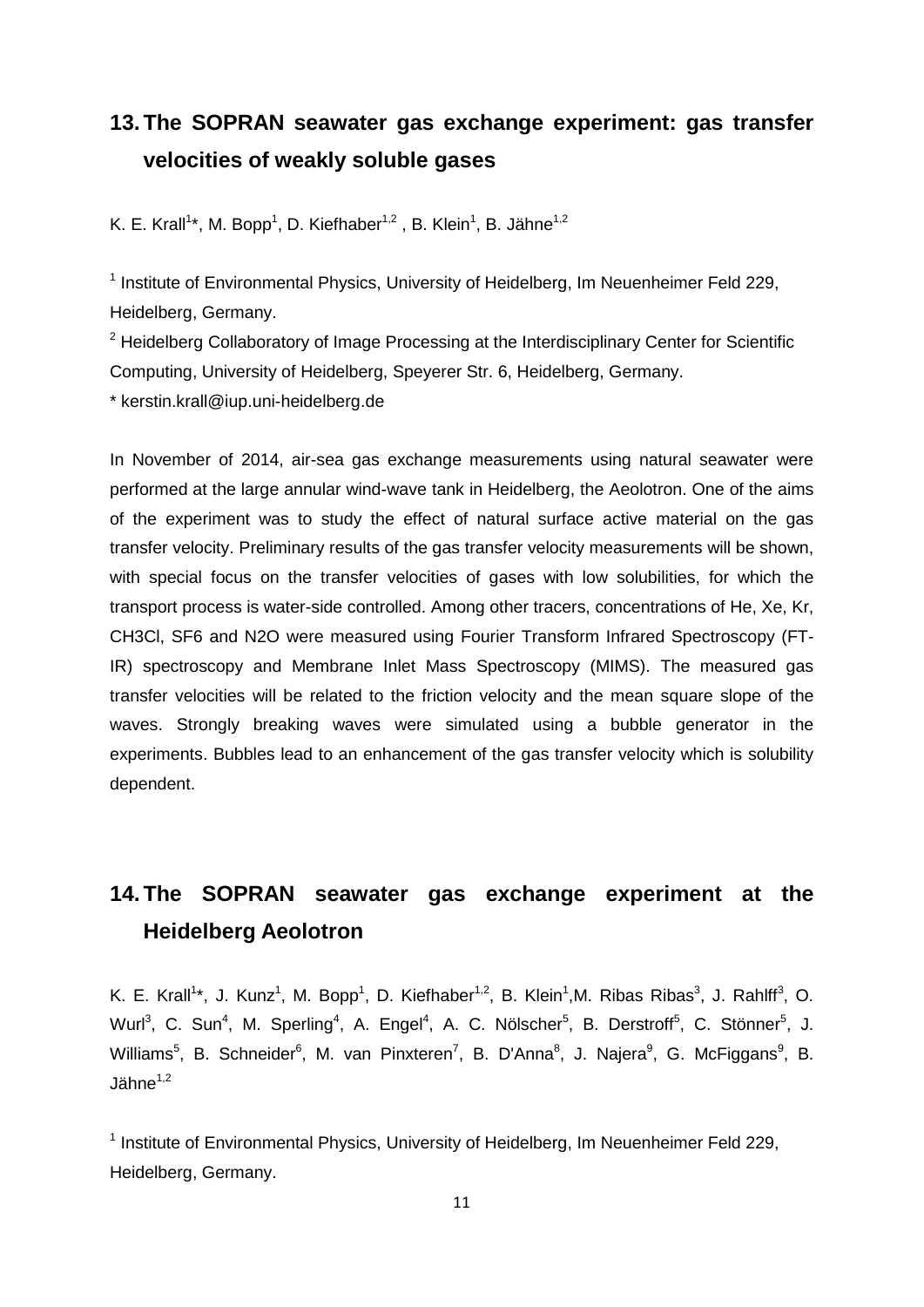## 13. The SOPRAN seawater gas exchange experiment: gas transfer velocities of weakly soluble gases

K. E. Krall[1]*, M. Bopp[1], D. Kiefhaber[1,2] , B. Klein[1], B. Jähne[1,2]

[1] Institute of Environmental Physics, University of Heidelberg, Im Neuenheimer Feld 229, Heidelberg, Germany.

[2] Heidelberg Collaboratory of Image Processing at the Interdisciplinary Center for Scientific Computing, University of Heidelberg, Speyerer Str. 6, Heidelberg, Germany.

* kerstin.krall@iup.uni-heidelberg.de

In November of 2014, air-sea gas exchange measurements using natural seawater were performed at the large annular wind-wave tank in Heidelberg, the Aeolotron. One of the aims of the experiment was to study the effect of natural surface active material on the gas transfer velocity. Preliminary results of the gas transfer velocity measurements will be shown, with special focus on the transfer velocities of gases with low solubilities, for which the transport process is water-side controlled. Among other tracers, concentrations of He, Xe, Kr, CH3Cl, SF6 and N2O were measured using Fourier Transform Infrared Spectroscopy (FT-IR) spectroscopy and Membrane Inlet Mass Spectroscopy (MIMS). The measured gas transfer velocities will be related to the friction velocity and the mean square slope of the waves. Strongly breaking waves were simulated using a bubble generator in the experiments. Bubbles lead to an enhancement of the gas transfer velocity which is solubility dependent.

## 14. The SOPRAN seawater gas exchange experiment at the Heidelberg Aeolotron

K. E. Krall[1]*, J. Kunz[1], M. Bopp[1], D. Kiefhaber[1,2], B. Klein[1],M. Ribas Ribas[3], J. Rahlff[3], O. Wurl[3], C. Sun[4], M. Sperling[4], A. Engel[4], A. C. Nölscher[5], B. Derstroff[5], C. Stönner[5], J. Williams[5], B. Schneider[6], M. van Pinxteren[7], B. D'Anna[8], J. Najera[9], G. McFiggans[9], B. Jähne[1,2]

[1] Institute of Environmental Physics, University of Heidelberg, Im Neuenheimer Feld 229, Heidelberg, Germany.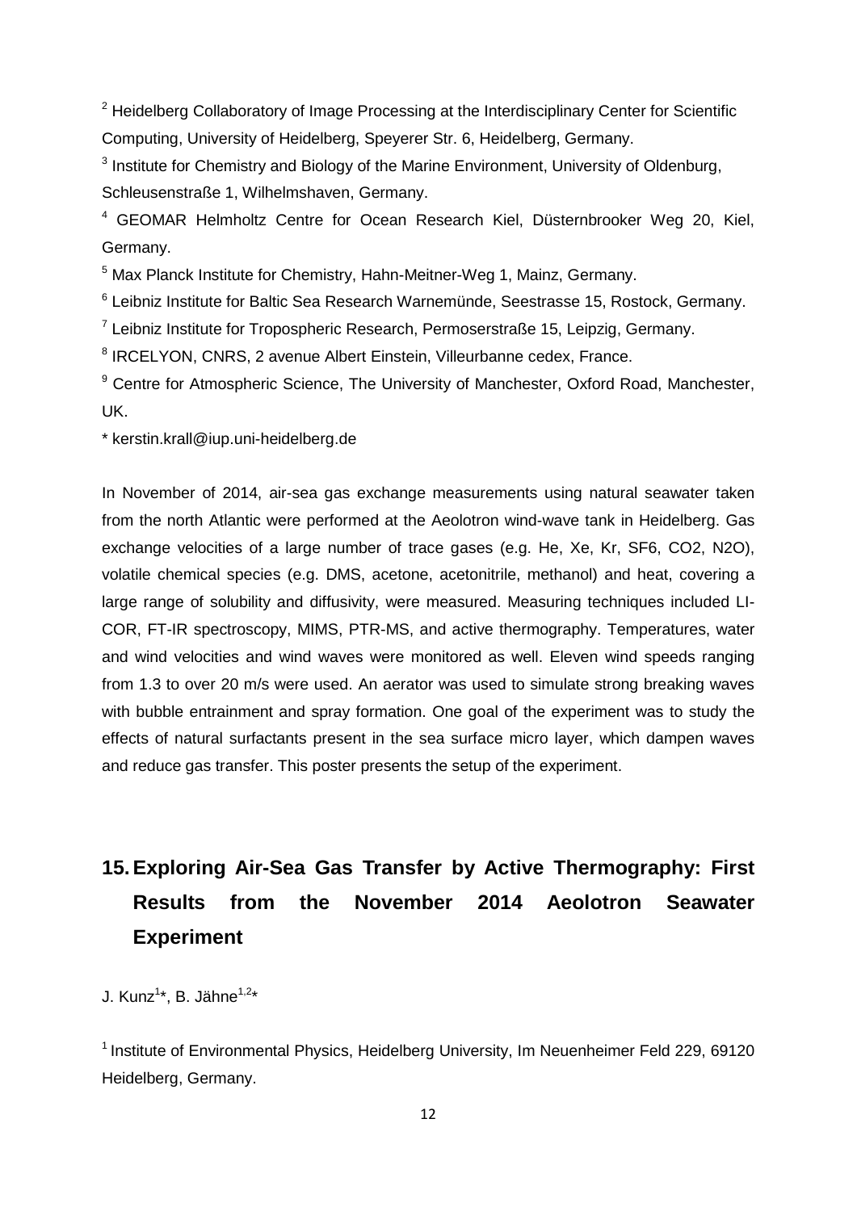[2] Heidelberg Collaboratory of Image Processing at the Interdisciplinary Center for Scientific Computing, University of Heidelberg, Speyerer Str. 6, Heidelberg, Germany.

[3] Institute for Chemistry and Biology of the Marine Environment, University of Oldenburg, Schleusenstraße 1, Wilhelmshaven, Germany.

[4] GEOMAR Helmholtz Centre for Ocean Research Kiel, Düsternbrooker Weg 20, Kiel, Germany.

[5] Max Planck Institute for Chemistry, Hahn-Meitner-Weg 1, Mainz, Germany.

[6] Leibniz Institute for Baltic Sea Research Warnemünde, Seestrasse 15, Rostock, Germany.

[7] Leibniz Institute for Tropospheric Research, Permoserstraße 15, Leipzig, Germany.

[8] IRCELYON, CNRS, 2 avenue Albert Einstein, Villeurbanne cedex, France.

[9] Centre for Atmospheric Science, The University of Manchester, Oxford Road, Manchester, UK.

* kerstin.krall@iup.uni-heidelberg.de

In November of 2014, air-sea gas exchange measurements using natural seawater taken from the north Atlantic were performed at the Aeolotron wind-wave tank in Heidelberg. Gas exchange velocities of a large number of trace gases (e.g. He, Xe, Kr, $SF_6$, $CO_2$, $N_2O$), volatile chemical species (e.g. DMS, acetone, acetonitrile, methanol) and heat, covering a large range of solubility and diffusivity, were measured. Measuring techniques included LI-COR, FT-IR spectroscopy, MIMS, PTR-MS, and active thermography. Temperatures, water and wind velocities and wind waves were monitored as well. Eleven wind speeds ranging from 1.3 to over 20 m/s were used. An aerator was used to simulate strong breaking waves with bubble entrainment and spray formation. One goal of the experiment was to study the effects of natural surfactants present in the sea surface micro layer, which dampen waves and reduce gas transfer. This poster presents the setup of the experiment.

## 15. Exploring Air-Sea Gas Transfer by Active Thermography: First Results from the November 2014 Aeolotron Seawater Experiment

J. Kunz[1]*, B. Jähne[1,2]*

[1] Institute of Environmental Physics, Heidelberg University, Im Neuenheimer Feld 229, 69120 Heidelberg, Germany.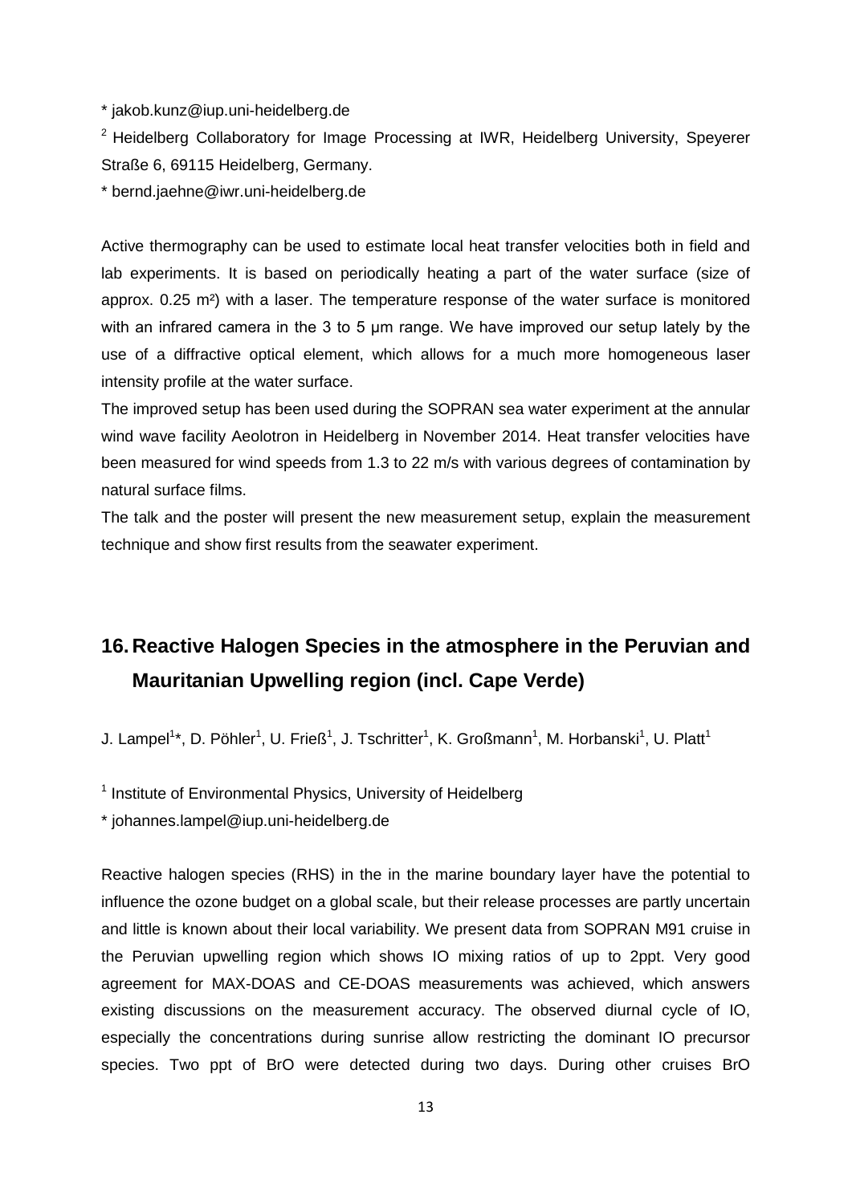* jakob.kunz@iup.uni-heidelberg.de

[2] Heidelberg Collaboratory for Image Processing at IWR, Heidelberg University, Speyerer Straße 6, 69115 Heidelberg, Germany.

* bernd.jaehne@iwr.uni-heidelberg.de

Active thermography can be used to estimate local heat transfer velocities both in field and lab experiments. It is based on periodically heating a part of the water surface (size of approx. 0.25 m²) with a laser. The temperature response of the water surface is monitored with an infrared camera in the 3 to 5 μm range. We have improved our setup lately by the use of a diffractive optical element, which allows for a much more homogeneous laser intensity profile at the water surface.

The improved setup has been used during the SOPRAN sea water experiment at the annular wind wave facility Aeolotron in Heidelberg in November 2014. Heat transfer velocities have been measured for wind speeds from 1.3 to 22 m/s with various degrees of contamination by natural surface films.

The talk and the poster will present the new measurement setup, explain the measurement technique and show first results from the seawater experiment.

## 16. Reactive Halogen Species in the atmosphere in the Peruvian and Mauritanian Upwelling region (incl. Cape Verde)

J. Lampel[1]*, D. Pöhler[1], U. Frieß[1], J. Tschritter[1], K. Großmann[1], M. Horbanski[1], U. Platt[1]

[1] Institute of Environmental Physics, University of Heidelberg

* johannes.lampel@iup.uni-heidelberg.de

Reactive halogen species (RHS) in the in the marine boundary layer have the potential to influence the ozone budget on a global scale, but their release processes are partly uncertain and little is known about their local variability. We present data from SOPRAN M91 cruise in the Peruvian upwelling region which shows IO mixing ratios of up to 2ppt. Very good agreement for MAX-DOAS and CE-DOAS measurements was achieved, which answers existing discussions on the measurement accuracy. The observed diurnal cycle of IO, especially the concentrations during sunrise allow restricting the dominant IO precursor species. Two ppt of BrO were detected during two days. During other cruises BrO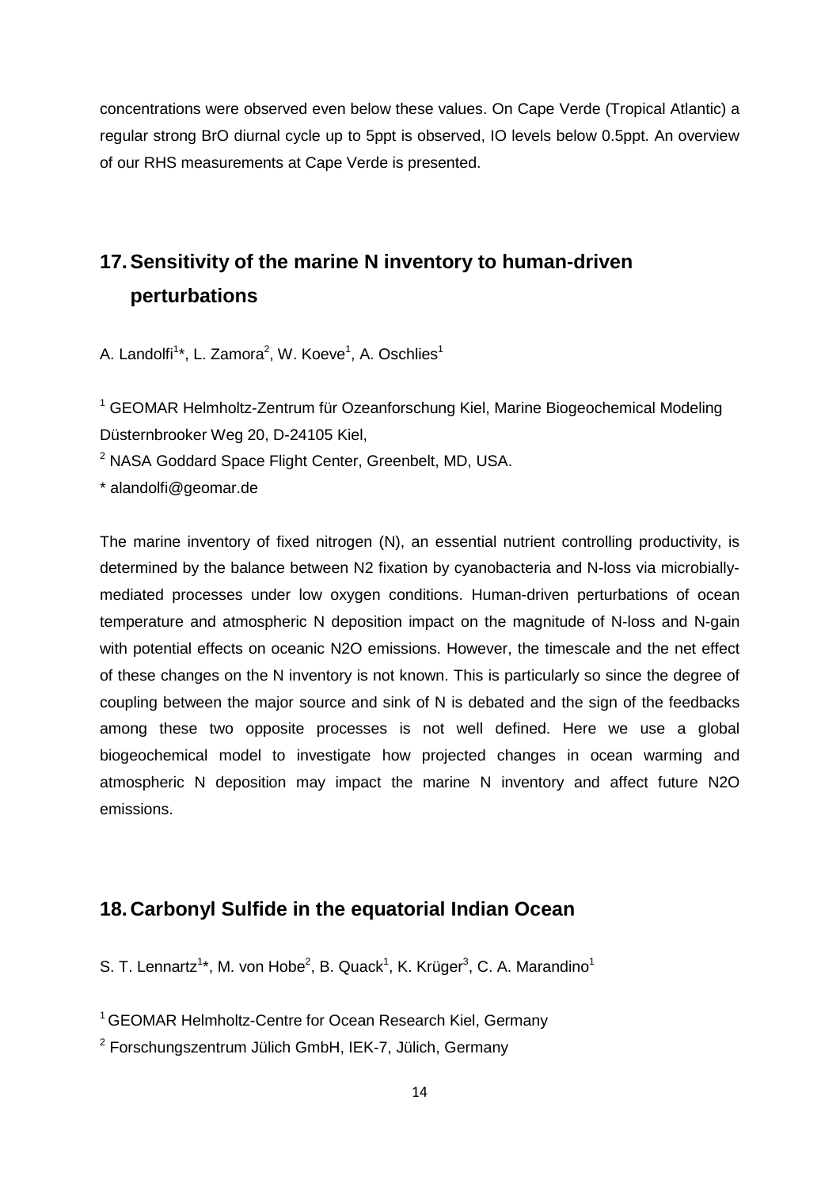concentrations were observed even below these values. On Cape Verde (Tropical Atlantic) a regular strong BrO diurnal cycle up to 5ppt is observed, IO levels below 0.5ppt. An overview of our RHS measurements at Cape Verde is presented.

## 17. Sensitivity of the marine N inventory to human-driven perturbations

A. Landolfi[1]*, L. Zamora[2], W. Koeve[1], A. Oschlies[1]

[1] GEOMAR Helmholtz-Zentrum für Ozeanforschung Kiel, Marine Biogeochemical Modeling Düsternbrooker Weg 20, D-24105 Kiel,

[2] NASA Goddard Space Flight Center, Greenbelt, MD, USA.

* alandolfi@geomar.de

The marine inventory of fixed nitrogen (N), an essential nutrient controlling productivity, is determined by the balance between N2 fixation by cyanobacteria and N-loss via microbially-mediated processes under low oxygen conditions. Human-driven perturbations of ocean temperature and atmospheric N deposition impact on the magnitude of N-loss and N-gain with potential effects on oceanic N2O emissions. However, the timescale and the net effect of these changes on the N inventory is not known. This is particularly so since the degree of coupling between the major source and sink of N is debated and the sign of the feedbacks among these two opposite processes is not well defined. Here we use a global biogeochemical model to investigate how projected changes in ocean warming and atmospheric N deposition may impact the marine N inventory and affect future N2O emissions.

## 18. Carbonyl Sulfide in the equatorial Indian Ocean

S. T. Lennartz[1]*, M. von Hobe[2], B. Quack[1], K. Krüger[3], C. A. Marandino[1]

[1] GEOMAR Helmholtz-Centre for Ocean Research Kiel, Germany

[2] Forschungszentrum Jülich GmbH, IEK-7, Jülich, Germany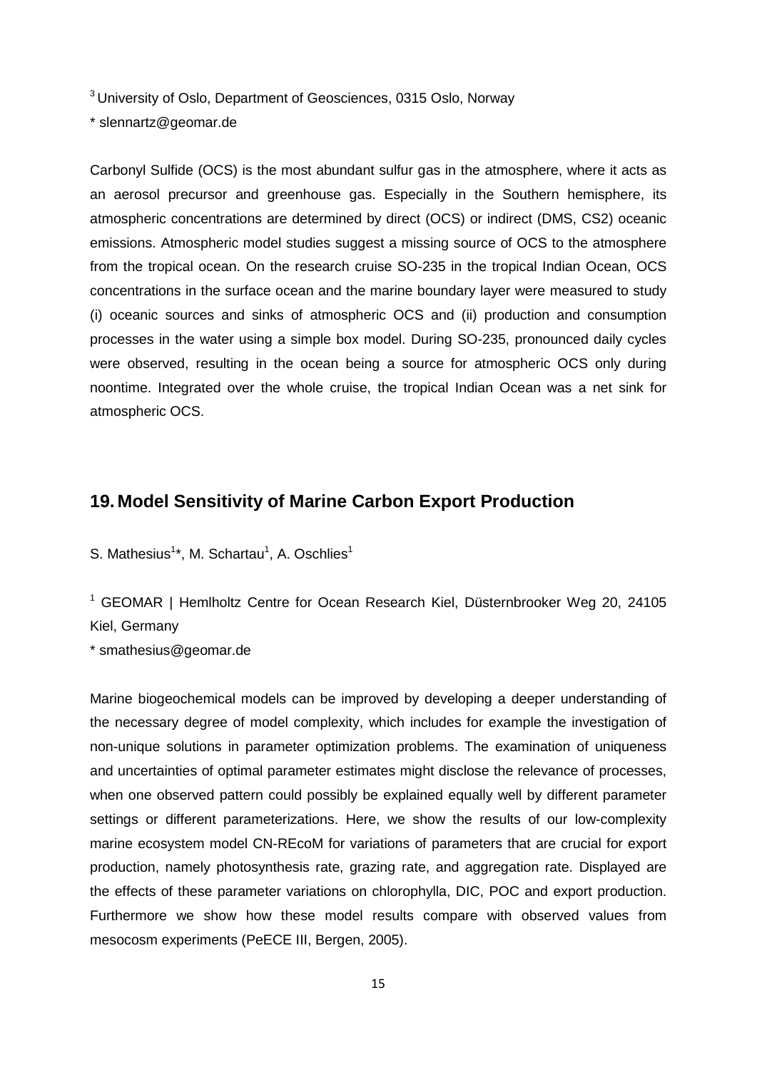[3] University of Oslo, Department of Geosciences, 0315 Oslo, Norway

* slennartz@geomar.de

Carbonyl Sulfide (OCS) is the most abundant sulfur gas in the atmosphere, where it acts as an aerosol precursor and greenhouse gas. Especially in the Southern hemisphere, its atmospheric concentrations are determined by direct (OCS) or indirect (DMS, CS2) oceanic emissions. Atmospheric model studies suggest a missing source of OCS to the atmosphere from the tropical ocean. On the research cruise SO-235 in the tropical Indian Ocean, OCS concentrations in the surface ocean and the marine boundary layer were measured to study (i) oceanic sources and sinks of atmospheric OCS and (ii) production and consumption processes in the water using a simple box model. During SO-235, pronounced daily cycles were observed, resulting in the ocean being a source for atmospheric OCS only during noontime. Integrated over the whole cruise, the tropical Indian Ocean was a net sink for atmospheric OCS.

## 19. Model Sensitivity of Marine Carbon Export Production

S. Mathesius[1]*, M. Schartau[1], A. Oschlies[1]

[1] GEOMAR | Hemlholtz Centre for Ocean Research Kiel, Düsternbrooker Weg 20, 24105 Kiel, Germany

* smathesius@geomar.de

Marine biogeochemical models can be improved by developing a deeper understanding of the necessary degree of model complexity, which includes for example the investigation of non-unique solutions in parameter optimization problems. The examination of uniqueness and uncertainties of optimal parameter estimates might disclose the relevance of processes, when one observed pattern could possibly be explained equally well by different parameter settings or different parameterizations. Here, we show the results of our low-complexity marine ecosystem model CN-REcoM for variations of parameters that are crucial for export production, namely photosynthesis rate, grazing rate, and aggregation rate. Displayed are the effects of these parameter variations on chlorophylla, DIC, POC and export production. Furthermore we show how these model results compare with observed values from mesocosm experiments (PeECE III, Bergen, 2005).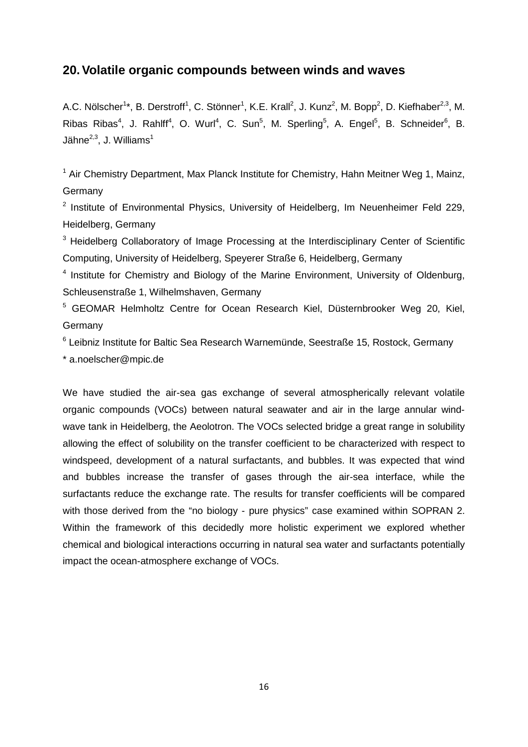## 20. Volatile organic compounds between winds and waves

A.C. Nölscher[1]*, B. Derstroff[1], C. Stönner[1], K.E. Krall[2], J. Kunz[2], M. Bopp[2], D. Kiefhaber[2,3], M. Ribas Ribas[4], J. Rahlff[4], O. Wurl[4], C. Sun[5], M. Sperling[5], A. Engel[5], B. Schneider[6], B. Jähne[2,3], J. Williams[1]

[1] Air Chemistry Department, Max Planck Institute for Chemistry, Hahn Meitner Weg 1, Mainz, Germany

[2] Institute of Environmental Physics, University of Heidelberg, Im Neuenheimer Feld 229, Heidelberg, Germany

[3] Heidelberg Collaboratory of Image Processing at the Interdisciplinary Center of Scientific Computing, University of Heidelberg, Speyerer Straße 6, Heidelberg, Germany

[4] Institute for Chemistry and Biology of the Marine Environment, University of Oldenburg, Schleusenstraße 1, Wilhelmshaven, Germany

[5] GEOMAR Helmholtz Centre for Ocean Research Kiel, Düsternbrooker Weg 20, Kiel, Germany

[6] Leibniz Institute for Baltic Sea Research Warnemünde, Seestraße 15, Rostock, Germany

\* a.noelscher@mpic.de

We have studied the air-sea gas exchange of several atmospherically relevant volatile organic compounds (VOCs) between natural seawater and air in the large annular wind-wave tank in Heidelberg, the Aeolotron. The VOCs selected bridge a great range in solubility allowing the effect of solubility on the transfer coefficient to be characterized with respect to windspeed, development of a natural surfactants, and bubbles. It was expected that wind and bubbles increase the transfer of gases through the air-sea interface, while the surfactants reduce the exchange rate. The results for transfer coefficients will be compared with those derived from the "no biology - pure physics" case examined within SOPRAN 2. Within the framework of this decidedly more holistic experiment we explored whether chemical and biological interactions occurring in natural sea water and surfactants potentially impact the ocean-atmosphere exchange of VOCs.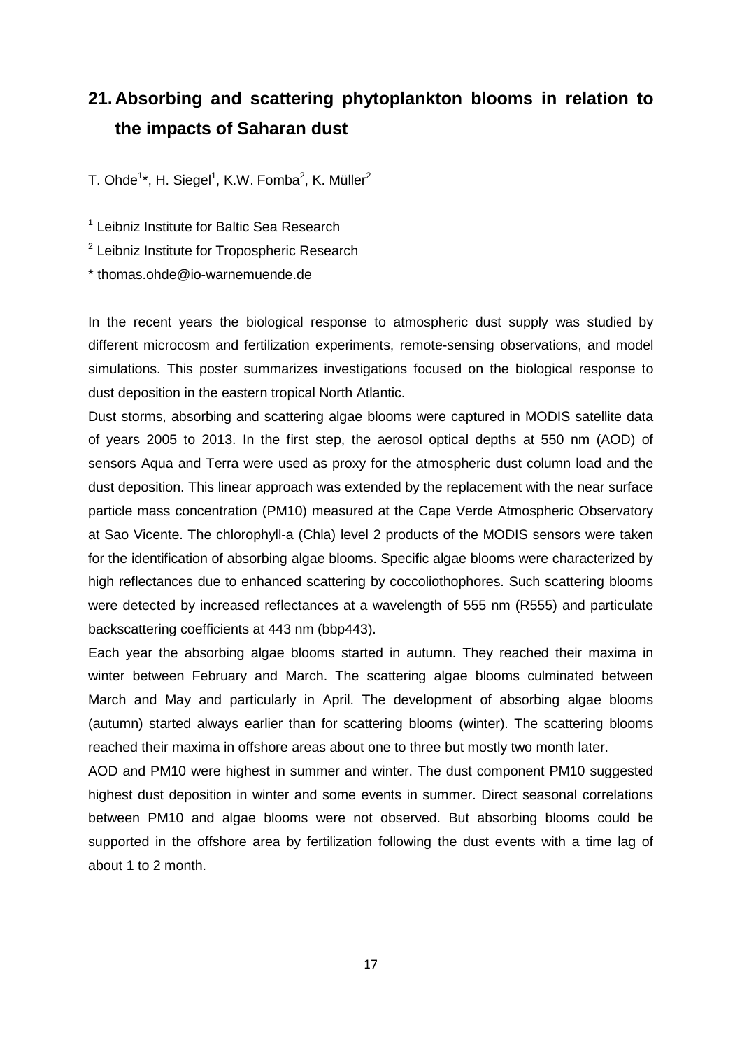## 21. Absorbing and scattering phytoplankton blooms in relation to the impacts of Saharan dust

T. Ohde[1]*, H. Siegel[1], K.W. Fomba[2], K. Müller[2]

[1] Leibniz Institute for Baltic Sea Research

[2] Leibniz Institute for Tropospheric Research

* thomas.ohde@io-warnemuende.de

In the recent years the biological response to atmospheric dust supply was studied by different microcosm and fertilization experiments, remote-sensing observations, and model simulations. This poster summarizes investigations focused on the biological response to dust deposition in the eastern tropical North Atlantic.

Dust storms, absorbing and scattering algae blooms were captured in MODIS satellite data of years 2005 to 2013. In the first step, the aerosol optical depths at 550 nm (AOD) of sensors Aqua and Terra were used as proxy for the atmospheric dust column load and the dust deposition. This linear approach was extended by the replacement with the near surface particle mass concentration (PM10) measured at the Cape Verde Atmospheric Observatory at Sao Vicente. The chlorophyll-a (Chla) level 2 products of the MODIS sensors were taken for the identification of absorbing algae blooms. Specific algae blooms were characterized by high reflectances due to enhanced scattering by coccoliothophores. Such scattering blooms were detected by increased reflectances at a wavelength of 555 nm (R555) and particulate backscattering coefficients at 443 nm (bbp443).

Each year the absorbing algae blooms started in autumn. They reached their maxima in winter between February and March. The scattering algae blooms culminated between March and May and particularly in April. The development of absorbing algae blooms (autumn) started always earlier than for scattering blooms (winter). The scattering blooms reached their maxima in offshore areas about one to three but mostly two month later.

AOD and PM10 were highest in summer and winter. The dust component PM10 suggested highest dust deposition in winter and some events in summer. Direct seasonal correlations between PM10 and algae blooms were not observed. But absorbing blooms could be supported in the offshore area by fertilization following the dust events with a time lag of about 1 to 2 month.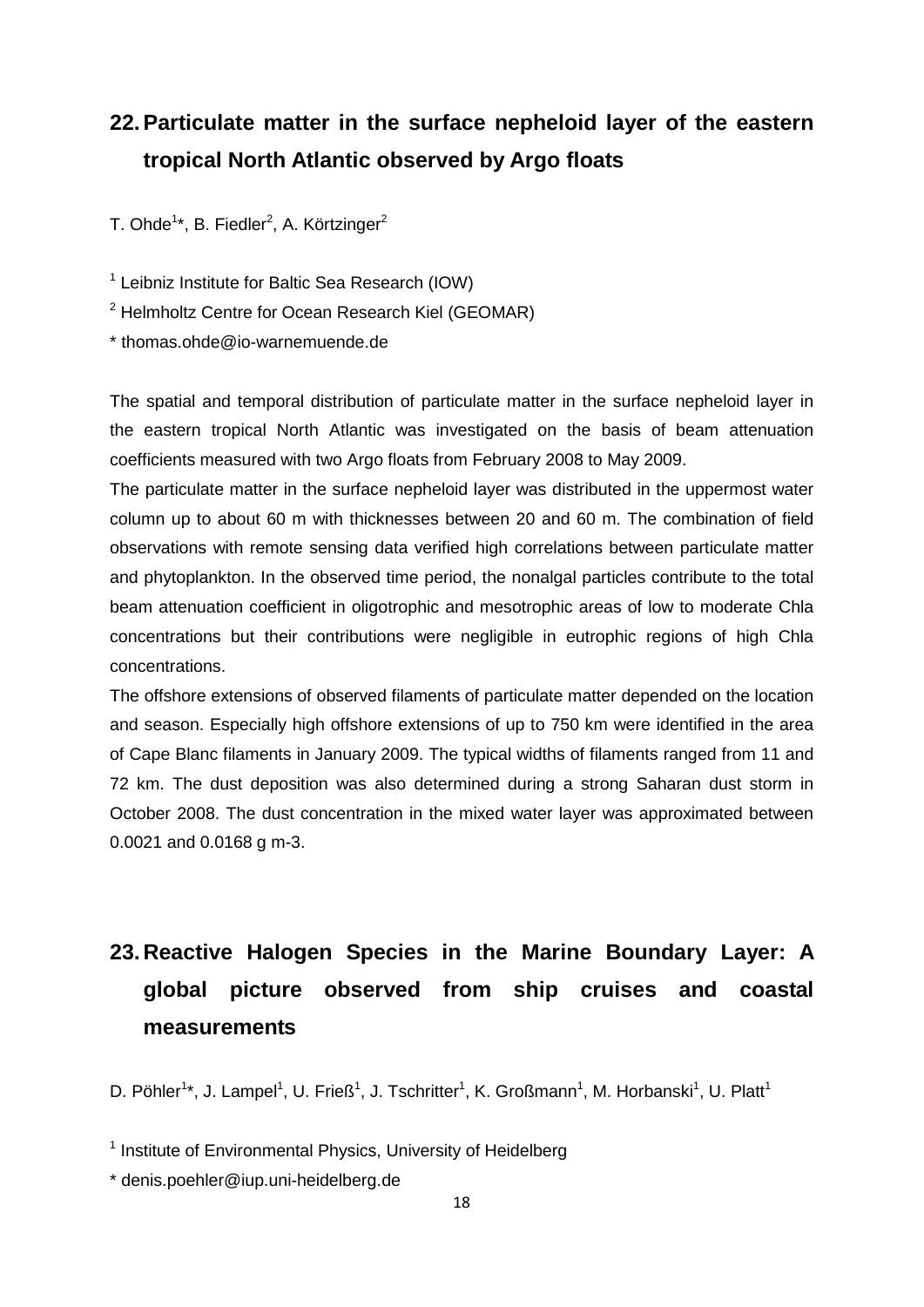## 22. Particulate matter in the surface nepheloid layer of the eastern tropical North Atlantic observed by Argo floats

T. Ohde[1]*, B. Fiedler[2], A. Körtzinger[2]

[1] Leibniz Institute for Baltic Sea Research (IOW)

[2] Helmholtz Centre for Ocean Research Kiel (GEOMAR)

* thomas.ohde@io-warnemuende.de

The spatial and temporal distribution of particulate matter in the surface nepheloid layer in the eastern tropical North Atlantic was investigated on the basis of beam attenuation coefficients measured with two Argo floats from February 2008 to May 2009.

The particulate matter in the surface nepheloid layer was distributed in the uppermost water column up to about 60 m with thicknesses between 20 and 60 m. The combination of field observations with remote sensing data verified high correlations between particulate matter and phytoplankton. In the observed time period, the nonalgal particles contribute to the total beam attenuation coefficient in oligotrophic and mesotrophic areas of low to moderate Chla concentrations but their contributions were negligible in eutrophic regions of high Chla concentrations.

The offshore extensions of observed filaments of particulate matter depended on the location and season. Especially high offshore extensions of up to 750 km were identified in the area of Cape Blanc filaments in January 2009. The typical widths of filaments ranged from 11 and 72 km. The dust deposition was also determined during a strong Saharan dust storm in October 2008. The dust concentration in the mixed water layer was approximated between 0.0021 and 0.0168 g m-3.

## 23. Reactive Halogen Species in the Marine Boundary Layer: A global picture observed from ship cruises and coastal measurements

D. Pöhler[1]*, J. Lampel[1], U. Frieß[1], J. Tschritter[1], K. Großmann[1], M. Horbanski[1], U. Platt[1]

[1] Institute of Environmental Physics, University of Heidelberg

* denis.poehler@iup.uni-heidelberg.de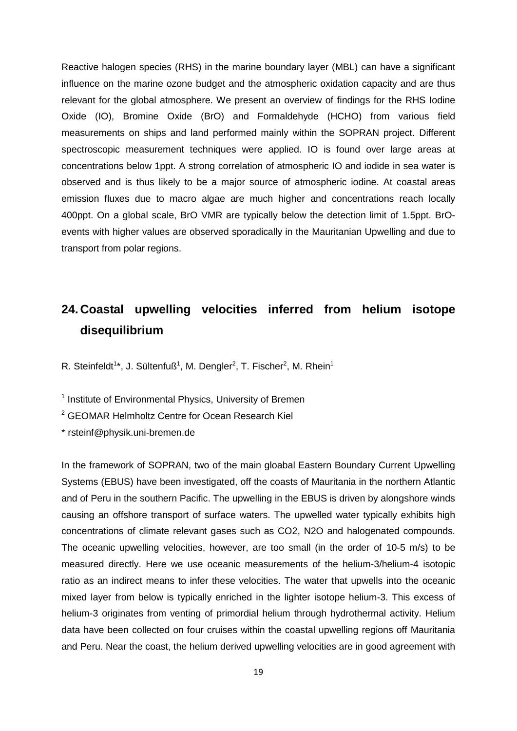Reactive halogen species (RHS) in the marine boundary layer (MBL) can have a significant influence on the marine ozone budget and the atmospheric oxidation capacity and are thus relevant for the global atmosphere. We present an overview of findings for the RHS Iodine Oxide (IO), Bromine Oxide (BrO) and Formaldehyde (HCHO) from various field measurements on ships and land performed mainly within the SOPRAN project. Different spectroscopic measurement techniques were applied. IO is found over large areas at concentrations below 1ppt. A strong correlation of atmospheric IO and iodide in sea water is observed and is thus likely to be a major source of atmospheric iodine. At coastal areas emission fluxes due to macro algae are much higher and concentrations reach locally 400ppt. On a global scale, BrO VMR are typically below the detection limit of 1.5ppt. BrO-events with higher values are observed sporadically in the Mauritanian Upwelling and due to transport from polar regions.

## 24. Coastal upwelling velocities inferred from helium isotope disequilibrium

R. Steinfeldt[1]*, J. Sültenfuß[1], M. Dengler[2], T. Fischer[2], M. Rhein[1]

[1] Institute of Environmental Physics, University of Bremen

[2] GEOMAR Helmholtz Centre for Ocean Research Kiel

* rsteinf@physik.uni-bremen.de

In the framework of SOPRAN, two of the main gloabal Eastern Boundary Current Upwelling Systems (EBUS) have been investigated, off the coasts of Mauritania in the northern Atlantic and of Peru in the southern Pacific. The upwelling in the EBUS is driven by alongshore winds causing an offshore transport of surface waters. The upwelled water typically exhibits high concentrations of climate relevant gases such as CO2, N2O and halogenated compounds. The oceanic upwelling velocities, however, are too small (in the order of 10-5 m/s) to be measured directly. Here we use oceanic measurements of the helium-3/helium-4 isotopic ratio as an indirect means to infer these velocities. The water that upwells into the oceanic mixed layer from below is typically enriched in the lighter isotope helium-3. This excess of helium-3 originates from venting of primordial helium through hydrothermal activity. Helium data have been collected on four cruises within the coastal upwelling regions off Mauritania and Peru. Near the coast, the helium derived upwelling velocities are in good agreement with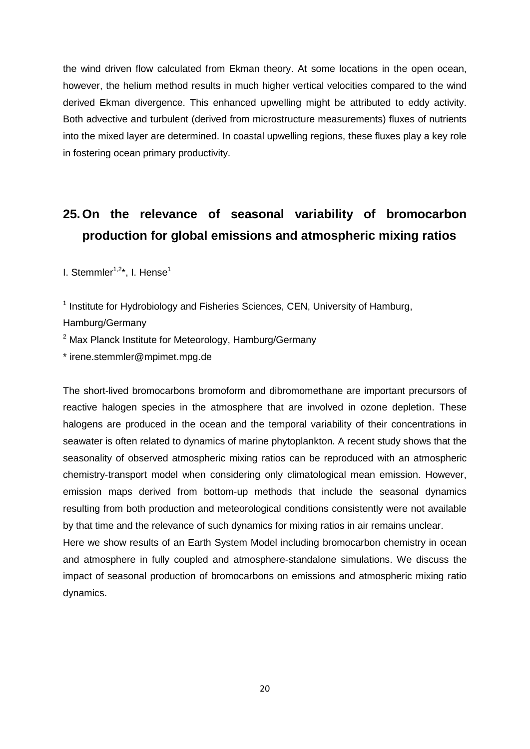the wind driven flow calculated from Ekman theory. At some locations in the open ocean, however, the helium method results in much higher vertical velocities compared to the wind derived Ekman divergence. This enhanced upwelling might be attributed to eddy activity. Both advective and turbulent (derived from microstructure measurements) fluxes of nutrients into the mixed layer are determined. In coastal upwelling regions, these fluxes play a key role in fostering ocean primary productivity.

## 25. On the relevance of seasonal variability of bromocarbon production for global emissions and atmospheric mixing ratios

I. Stemmler[1,2]*, I. Hense[1]

[1] Institute for Hydrobiology and Fisheries Sciences, CEN, University of Hamburg, Hamburg/Germany

[2] Max Planck Institute for Meteorology, Hamburg/Germany

* irene.stemmler@mpimet.mpg.de

The short-lived bromocarbons bromoform and dibromomethane are important precursors of reactive halogen species in the atmosphere that are involved in ozone depletion. These halogens are produced in the ocean and the temporal variability of their concentrations in seawater is often related to dynamics of marine phytoplankton. A recent study shows that the seasonality of observed atmospheric mixing ratios can be reproduced with an atmospheric chemistry-transport model when considering only climatological mean emission. However, emission maps derived from bottom-up methods that include the seasonal dynamics resulting from both production and meteorological conditions consistently were not available by that time and the relevance of such dynamics for mixing ratios in air remains unclear.

Here we show results of an Earth System Model including bromocarbon chemistry in ocean and atmosphere in fully coupled and atmosphere-standalone simulations. We discuss the impact of seasonal production of bromocarbons on emissions and atmospheric mixing ratio dynamics.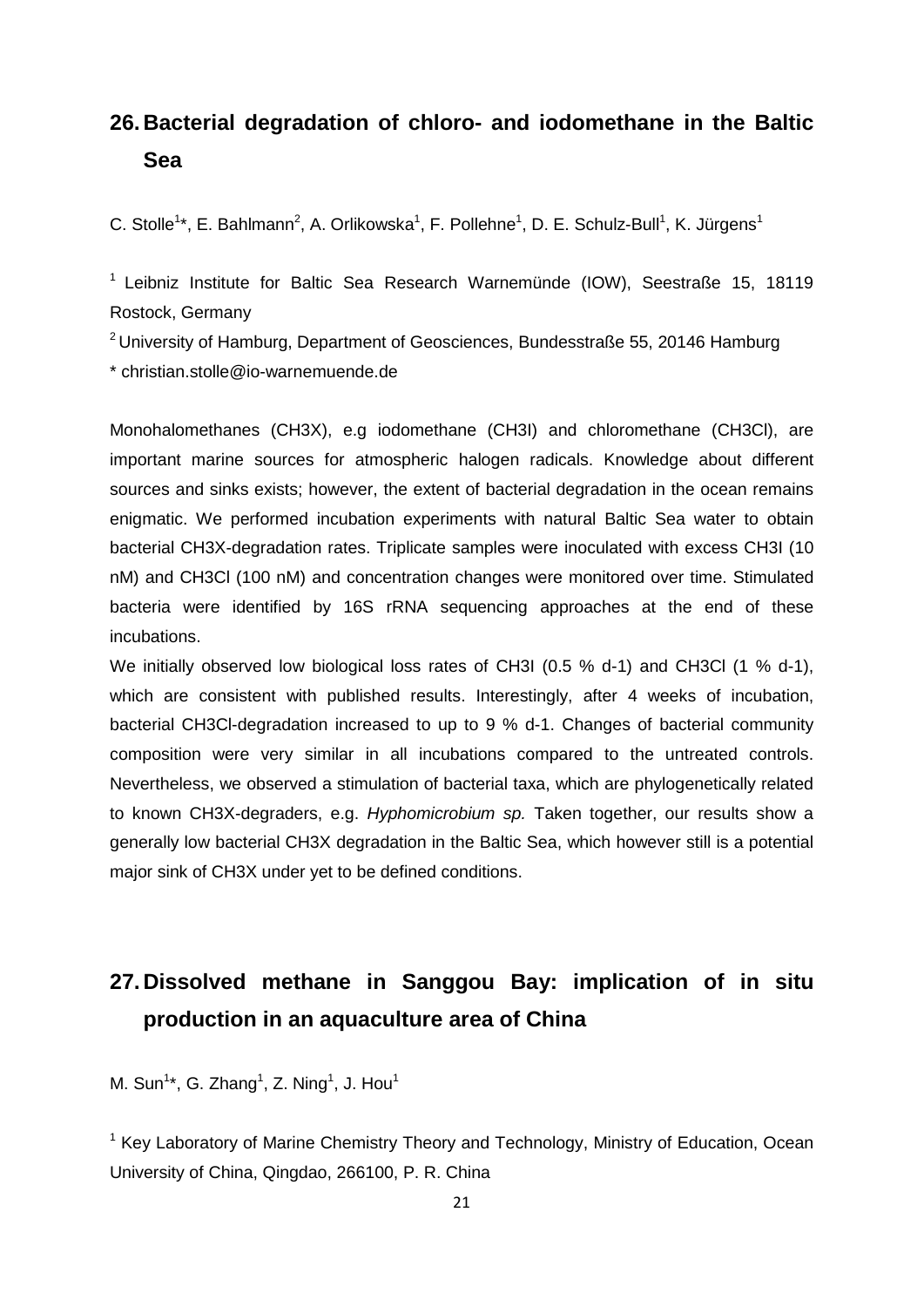## 26. Bacterial degradation of chloro- and iodomethane in the Baltic Sea

C. Stolle[1]*, E. Bahlmann[2], A. Orlikowska[1], F. Pollehne[1], D. E. Schulz-Bull[1], K. Jürgens[1]

[1] Leibniz Institute for Baltic Sea Research Warnemünde (IOW), Seestraße 15, 18119 Rostock, Germany

[2] University of Hamburg, Department of Geosciences, Bundesstraße 55, 20146 Hamburg

* christian.stolle@io-warnemuende.de

Monohalomethanes ($CH_3X$), e.g iodomethane ($CH_3I$) and chloromethane ($CH_3Cl$), are important marine sources for atmospheric halogen radicals. Knowledge about different sources and sinks exists; however, the extent of bacterial degradation in the ocean remains enigmatic. We performed incubation experiments with natural Baltic Sea water to obtain bacterial $CH_3X$-degradation rates. Triplicate samples were inoculated with excess $CH_3I$ (10 nM) and $CH_3Cl$ (100 nM) and concentration changes were monitored over time. Stimulated bacteria were identified by 16S rRNA sequencing approaches at the end of these incubations.

We initially observed low biological loss rates of $CH_3I$ (0.5 % $d^{-1}$) and $CH_3Cl$ (1 % $d^{-1}$), which are consistent with published results. Interestingly, after 4 weeks of incubation, bacterial $CH_3Cl$-degradation increased to up to 9 % $d^{-1}$. Changes of bacterial community composition were very similar in all incubations compared to the untreated controls. Nevertheless, we observed a stimulation of bacterial taxa, which are phylogenetically related to known $CH_3X$-degraders, e.g. *Hyphomicrobium sp.* Taken together, our results show a generally low bacterial $CH_3X$ degradation in the Baltic Sea, which however still is a potential major sink of $CH_3X$ under yet to be defined conditions.

## 27. Dissolved methane in Sanggou Bay: implication of in situ production in an aquaculture area of China

M. Sun[1]*, G. Zhang[1], Z. Ning[1], J. Hou[1]

[1] Key Laboratory of Marine Chemistry Theory and Technology, Ministry of Education, Ocean University of China, Qingdao, 266100, P. R. China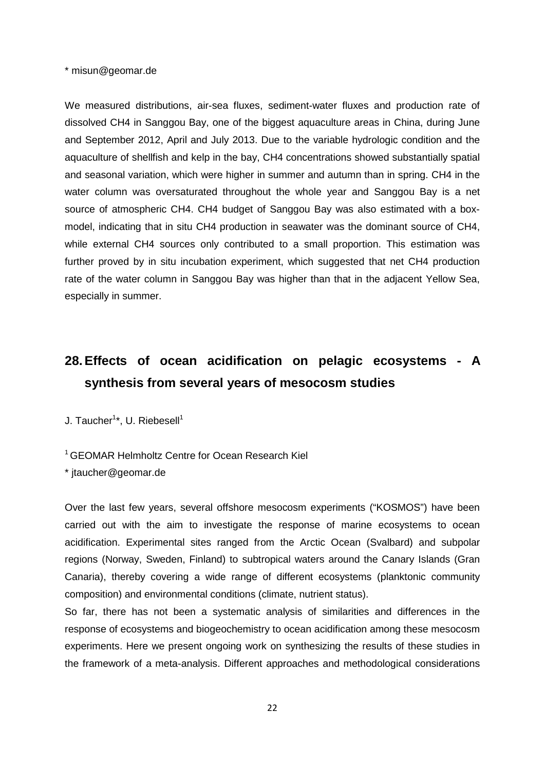\* misun@geomar.de

We measured distributions, air-sea fluxes, sediment-water fluxes and production rate of dissolved $CH_4$ in Sanggou Bay, one of the biggest aquaculture areas in China, during June and September 2012, April and July 2013. Due to the variable hydrologic condition and the aquaculture of shellfish and kelp in the bay, $CH_4$ concentrations showed substantially spatial and seasonal variation, which were higher in summer and autumn than in spring. $CH_4$ in the water column was oversaturated throughout the whole year and Sanggou Bay is a net source of atmospheric $CH_4$. $CH_4$ budget of Sanggou Bay was also estimated with a box-model, indicating that in situ $CH_4$ production in seawater was the dominant source of $CH_4$, while external $CH_4$ sources only contributed to a small proportion. This estimation was further proved by in situ incubation experiment, which suggested that net $CH_4$ production rate of the water column in Sanggou Bay was higher than that in the adjacent Yellow Sea, especially in summer.

## 28. Effects of ocean acidification on pelagic ecosystems - A synthesis from several years of mesocosm studies

J. Taucher[1]*, U. Riebesell[1]

[1] GEOMAR Helmholtz Centre for Ocean Research Kiel

\* jtaucher@geomar.de

Over the last few years, several offshore mesocosm experiments ("KOSMOS") have been carried out with the aim to investigate the response of marine ecosystems to ocean acidification. Experimental sites ranged from the Arctic Ocean (Svalbard) and subpolar regions (Norway, Sweden, Finland) to subtropical waters around the Canary Islands (Gran Canaria), thereby covering a wide range of different ecosystems (planktonic community composition) and environmental conditions (climate, nutrient status).

So far, there has not been a systematic analysis of similarities and differences in the response of ecosystems and biogeochemistry to ocean acidification among these mesocosm experiments. Here we present ongoing work on synthesizing the results of these studies in the framework of a meta-analysis. Different approaches and methodological considerations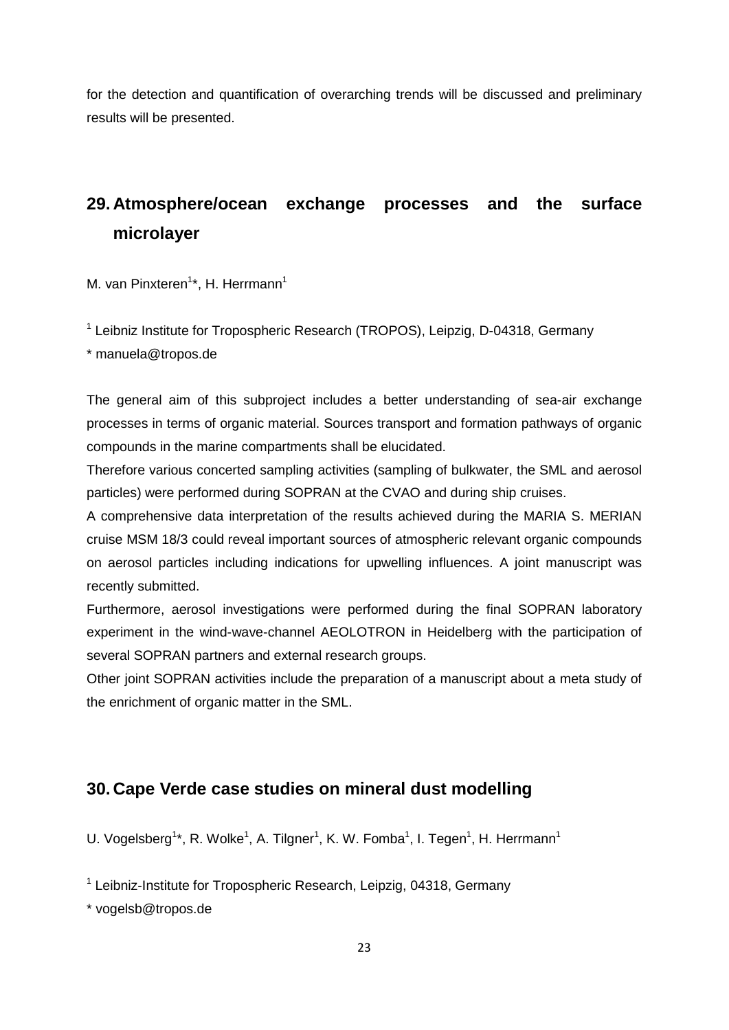for the detection and quantification of overarching trends will be discussed and preliminary results will be presented.

## 29. Atmosphere/ocean exchange processes and the surface microlayer

M. van Pinxteren[1]*, H. Herrmann[1]

[1] Leibniz Institute for Tropospheric Research (TROPOS), Leipzig, D-04318, Germany

* manuela@tropos.de

The general aim of this subproject includes a better understanding of sea-air exchange processes in terms of organic material. Sources transport and formation pathways of organic compounds in the marine compartments shall be elucidated.

Therefore various concerted sampling activities (sampling of bulkwater, the SML and aerosol particles) were performed during SOPRAN at the CVAO and during ship cruises.

A comprehensive data interpretation of the results achieved during the MARIA S. MERIAN cruise MSM 18/3 could reveal important sources of atmospheric relevant organic compounds on aerosol particles including indications for upwelling influences. A joint manuscript was recently submitted.

Furthermore, aerosol investigations were performed during the final SOPRAN laboratory experiment in the wind-wave-channel AEOLOTRON in Heidelberg with the participation of several SOPRAN partners and external research groups.

Other joint SOPRAN activities include the preparation of a manuscript about a meta study of the enrichment of organic matter in the SML.

## 30. Cape Verde case studies on mineral dust modelling

U. Vogelsberg[1]*, R. Wolke[1], A. Tilgner[1], K. W. Fomba[1], I. Tegen[1], H. Herrmann[1]

[1] Leibniz-Institute for Tropospheric Research, Leipzig, 04318, Germany

* vogelsb@tropos.de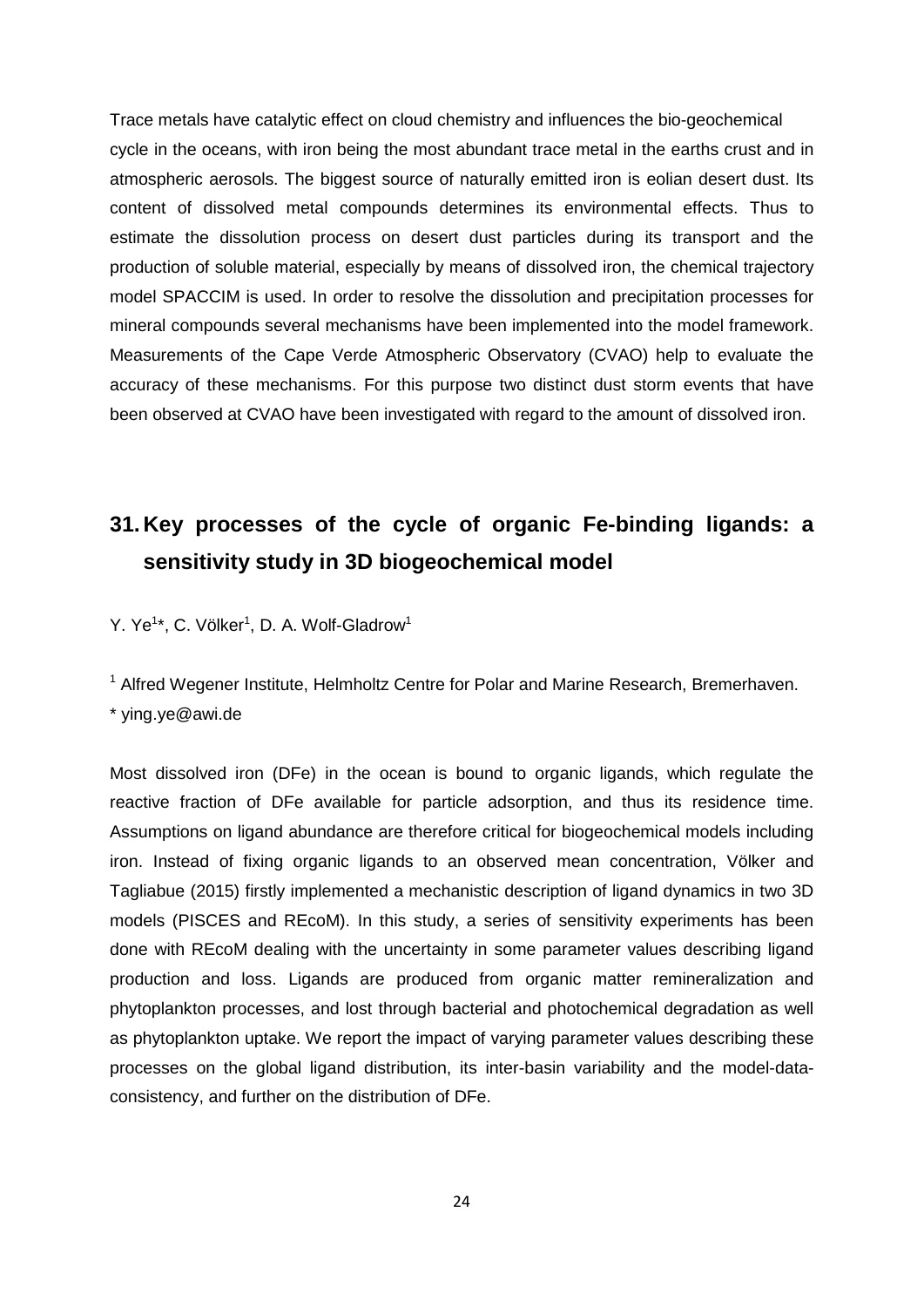Trace metals have catalytic effect on cloud chemistry and influences the bio-geochemical cycle in the oceans, with iron being the most abundant trace metal in the earths crust and in atmospheric aerosols. The biggest source of naturally emitted iron is eolian desert dust. Its content of dissolved metal compounds determines its environmental effects. Thus to estimate the dissolution process on desert dust particles during its transport and the production of soluble material, especially by means of dissolved iron, the chemical trajectory model SPACCIM is used. In order to resolve the dissolution and precipitation processes for mineral compounds several mechanisms have been implemented into the model framework. Measurements of the Cape Verde Atmospheric Observatory (CVAO) help to evaluate the accuracy of these mechanisms. For this purpose two distinct dust storm events that have been observed at CVAO have been investigated with regard to the amount of dissolved iron.

## 31. Key processes of the cycle of organic Fe-binding ligands: a sensitivity study in 3D biogeochemical model

Y. Ye[1]*, C. Völker[1], D. A. Wolf-Gladrow[1]

[1] Alfred Wegener Institute, Helmholtz Centre for Polar and Marine Research, Bremerhaven.

* ying.ye@awi.de

Most dissolved iron (DFe) in the ocean is bound to organic ligands, which regulate the reactive fraction of DFe available for particle adsorption, and thus its residence time. Assumptions on ligand abundance are therefore critical for biogeochemical models including iron. Instead of fixing organic ligands to an observed mean concentration, Völker and Tagliabue (2015) firstly implemented a mechanistic description of ligand dynamics in two 3D models (PISCES and REcoM). In this study, a series of sensitivity experiments has been done with REcoM dealing with the uncertainty in some parameter values describing ligand production and loss. Ligands are produced from organic matter remineralization and phytoplankton processes, and lost through bacterial and photochemical degradation as well as phytoplankton uptake. We report the impact of varying parameter values describing these processes on the global ligand distribution, its inter-basin variability and the model-data-consistency, and further on the distribution of DFe.